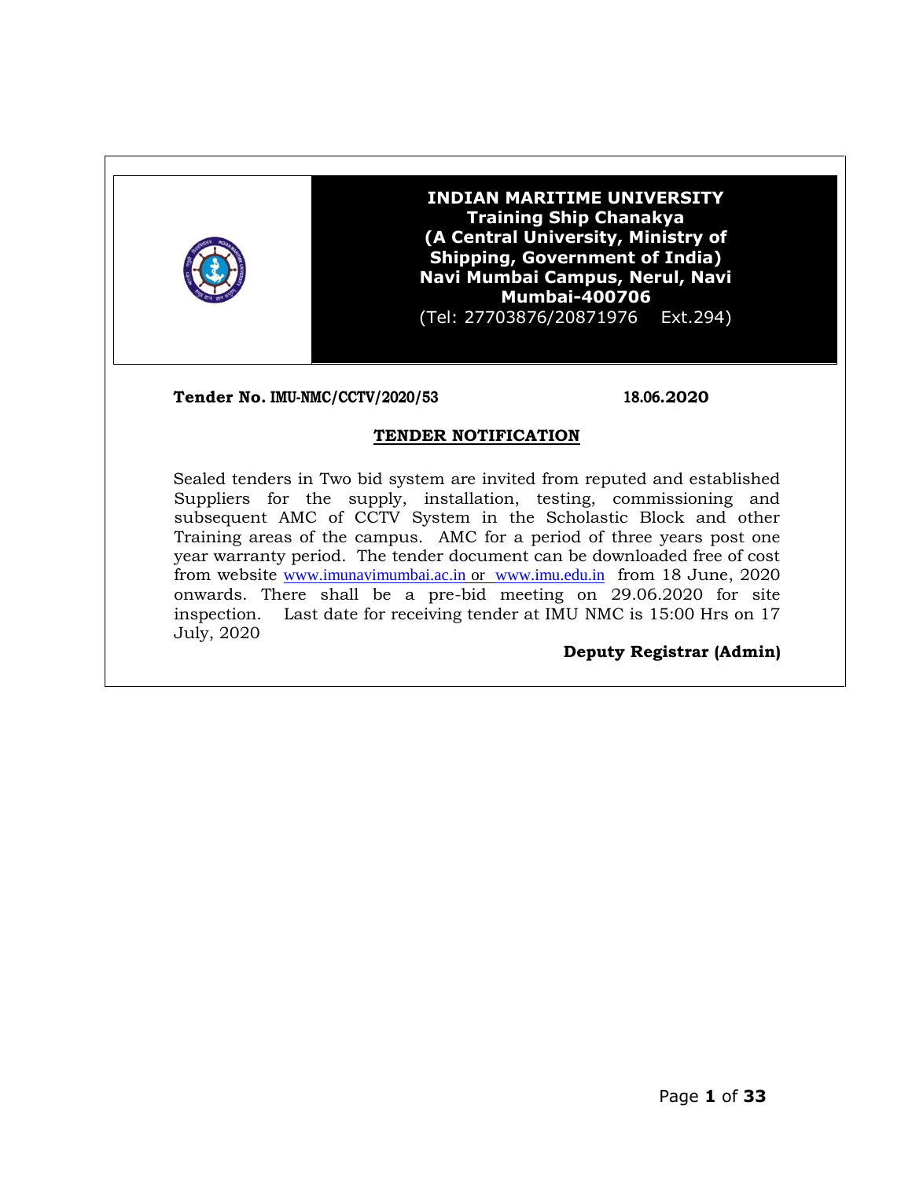**INDIAN MARITIME UNIVERSITY**
**Training Ship Chanakya**
**(A Central University, Ministry of Shipping, Government of India)**
**Navi Mumbai Campus, Nerul, Navi Mumbai-400706**
(Tel: 27703876/20871976 Ext.294)

**Tender No. IMU-NMC/CCTV/2020/53** **18.06.2020**

## TENDER NOTIFICATION

Sealed tenders in Two bid system are invited from reputed and established Suppliers for the supply, installation, testing, commissioning and subsequent AMC of CCTV System in the Scholastic Block and other Training areas of the campus. AMC for a period of three years post one year warranty period. The tender document can be downloaded free of cost from website www.imunavimumbai.ac.in or www.imu.edu.in from 18 June, 2020 onwards. There shall be a pre-bid meeting on 29.06.2020 for site inspection. Last date for receiving tender at IMU NMC is 15:00 Hrs on 17 July, 2020

**Deputy Registrar (Admin)**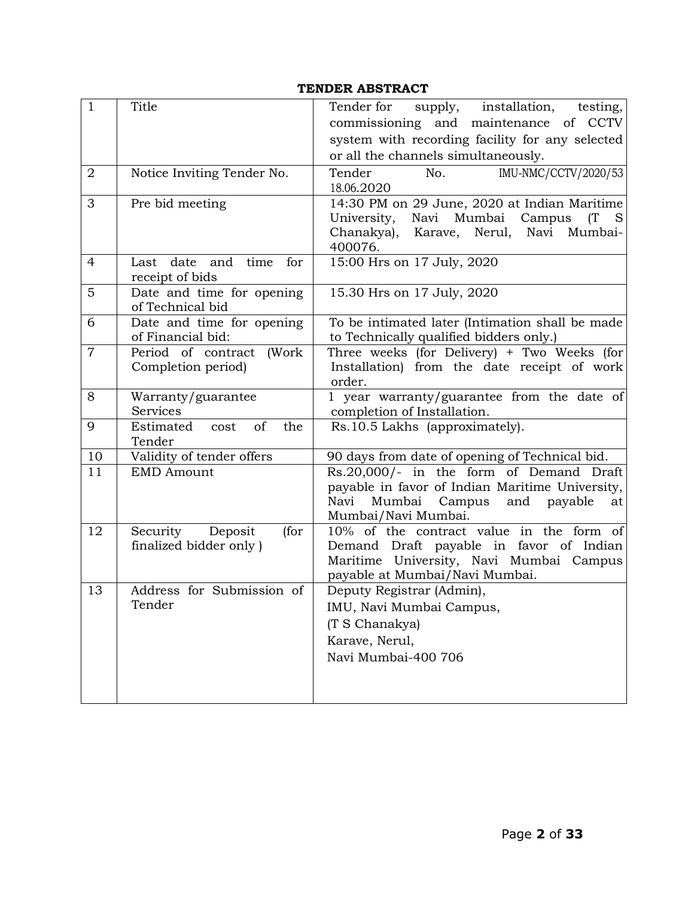**TENDER ABSTRACT**

| | | |
|---|---|---|
| 1 | Title | Tender for supply, installation, testing, commissioning and maintenance of CCTV system with recording facility for any selected or all the channels simultaneously. |
| 2 | Notice Inviting Tender No. | Tender No. IMU-NMC/CCTV/2020/53 18.06.2020 |
| 3 | Pre bid meeting | 14:30 PM on 29 June, 2020 at Indian Maritime University, Navi Mumbai Campus (T S Chanakya), Karave, Nerul, Navi Mumbai-400076. |
| 4 | Last date and time for receipt of bids | 15:00 Hrs on 17 July, 2020 |
| 5 | Date and time for opening of Technical bid | 15.30 Hrs on 17 July, 2020 |
| 6 | Date and time for opening of Financial bid: | To be intimated later (Intimation shall be made to Technically qualified bidders only.) |
| 7 | Period of contract (Work Completion period) | Three weeks (for Delivery) + Two Weeks (for Installation) from the date receipt of work order. |
| 8 | Warranty/guarantee Services | 1 year warranty/guarantee from the date of completion of Installation. |
| 9 | Estimated cost of the Tender | Rs.10.5 Lakhs (approximately). |
| 10 | Validity of tender offers | 90 days from date of opening of Technical bid. |
| 11 | EMD Amount | Rs.20,000/- in the form of Demand Draft payable in favor of Indian Maritime University, Navi Mumbai Campus and payable at Mumbai/Navi Mumbai. |
| 12 | Security Deposit (for finalized bidder only ) | 10% of the contract value in the form of Demand Draft payable in favor of Indian Maritime University, Navi Mumbai Campus payable at Mumbai/Navi Mumbai. |
| 13 | Address for Submission of Tender | Deputy Registrar (Admin),<br>IMU, Navi Mumbai Campus,<br>(T S Chanakya)<br>Karave, Nerul,<br>Navi Mumbai-400 706 |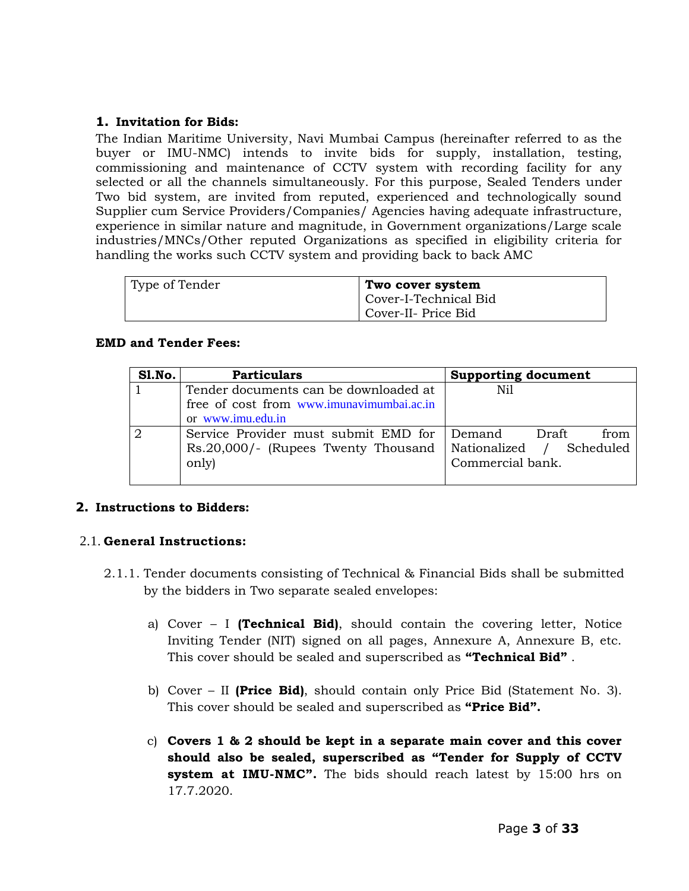## 1. Invitation for Bids:

The Indian Maritime University, Navi Mumbai Campus (hereinafter referred to as the buyer or IMU-NMC) intends to invite bids for supply, installation, testing, commissioning and maintenance of CCTV system with recording facility for any selected or all the channels simultaneously. For this purpose, Sealed Tenders under Two bid system, are invited from reputed, experienced and technologically sound Supplier cum Service Providers/Companies/ Agencies having adequate infrastructure, experience in similar nature and magnitude, in Government organizations/Large scale industries/MNCs/Other reputed Organizations as specified in eligibility criteria for handling the works such CCTV system and providing back to back AMC

| Type of Tender | **Two cover system**<br>Cover-I-Technical Bid<br>Cover-II- Price Bid |
|---|---|

**EMD and Tender Fees:**

| Sl.No. | Particulars | Supporting document |
|---|---|---|
| 1 | Tender documents can be downloaded at free of cost from www.imunavimumbai.ac.in or www.imu.edu.in | Nil |
| 2 | Service Provider must submit EMD for Rs.20,000/- (Rupees Twenty Thousand only) | Demand Draft from Nationalized / Scheduled Commercial bank. |

## 2. Instructions to Bidders:

### 2.1. General Instructions:

2.1.1. Tender documents consisting of Technical & Financial Bids shall be submitted by the bidders in Two separate sealed envelopes:

a) Cover – I **(Technical Bid)**, should contain the covering letter, Notice Inviting Tender (NIT) signed on all pages, Annexure A, Annexure B, etc. This cover should be sealed and superscribed as **"Technical Bid"** .

b) Cover – II **(Price Bid)**, should contain only Price Bid (Statement No. 3). This cover should be sealed and superscribed as **"Price Bid".**

c) **Covers 1 & 2 should be kept in a separate main cover and this cover should also be sealed, superscribed as "Tender for Supply of CCTV system at IMU-NMC".** The bids should reach latest by 15:00 hrs on 17.7.2020.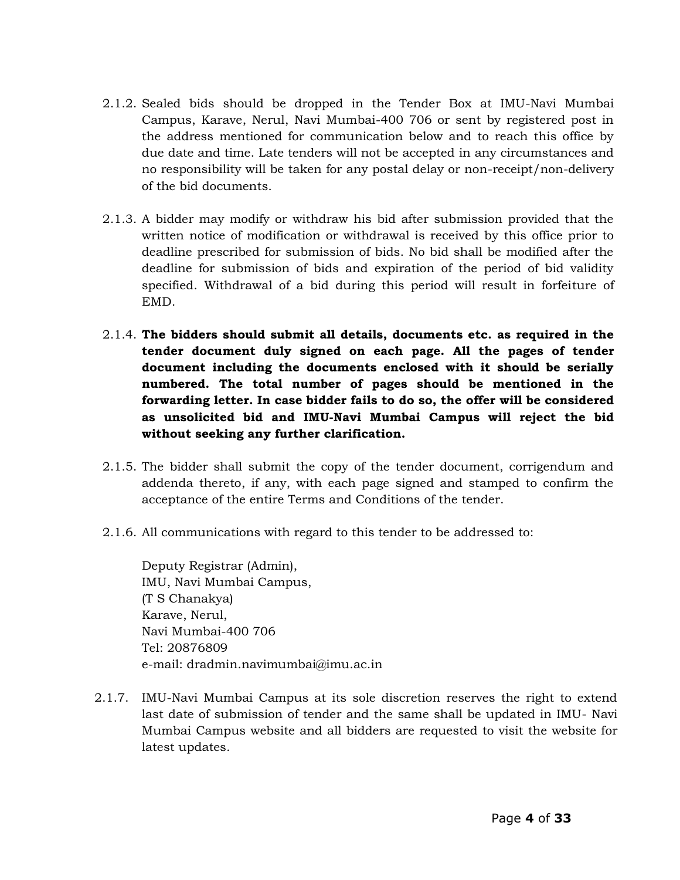2.1.2. Sealed bids should be dropped in the Tender Box at IMU-Navi Mumbai Campus, Karave, Nerul, Navi Mumbai-400 706 or sent by registered post in the address mentioned for communication below and to reach this office by due date and time. Late tenders will not be accepted in any circumstances and no responsibility will be taken for any postal delay or non-receipt/non-delivery of the bid documents.

2.1.3. A bidder may modify or withdraw his bid after submission provided that the written notice of modification or withdrawal is received by this office prior to deadline prescribed for submission of bids. No bid shall be modified after the deadline for submission of bids and expiration of the period of bid validity specified. Withdrawal of a bid during this period will result in forfeiture of EMD.

2.1.4. **The bidders should submit all details, documents etc. as required in the tender document duly signed on each page. All the pages of tender document including the documents enclosed with it should be serially numbered. The total number of pages should be mentioned in the forwarding letter. In case bidder fails to do so, the offer will be considered as unsolicited bid and IMU-Navi Mumbai Campus will reject the bid without seeking any further clarification.**

2.1.5. The bidder shall submit the copy of the tender document, corrigendum and addenda thereto, if any, with each page signed and stamped to confirm the acceptance of the entire Terms and Conditions of the tender.

2.1.6. All communications with regard to this tender to be addressed to:

Deputy Registrar (Admin),
IMU, Navi Mumbai Campus,
(T S Chanakya)
Karave, Nerul,
Navi Mumbai-400 706
Tel: 20876809
e-mail: dradmin.navimumbai@imu.ac.in

2.1.7. IMU-Navi Mumbai Campus at its sole discretion reserves the right to extend last date of submission of tender and the same shall be updated in IMU- Navi Mumbai Campus website and all bidders are requested to visit the website for latest updates.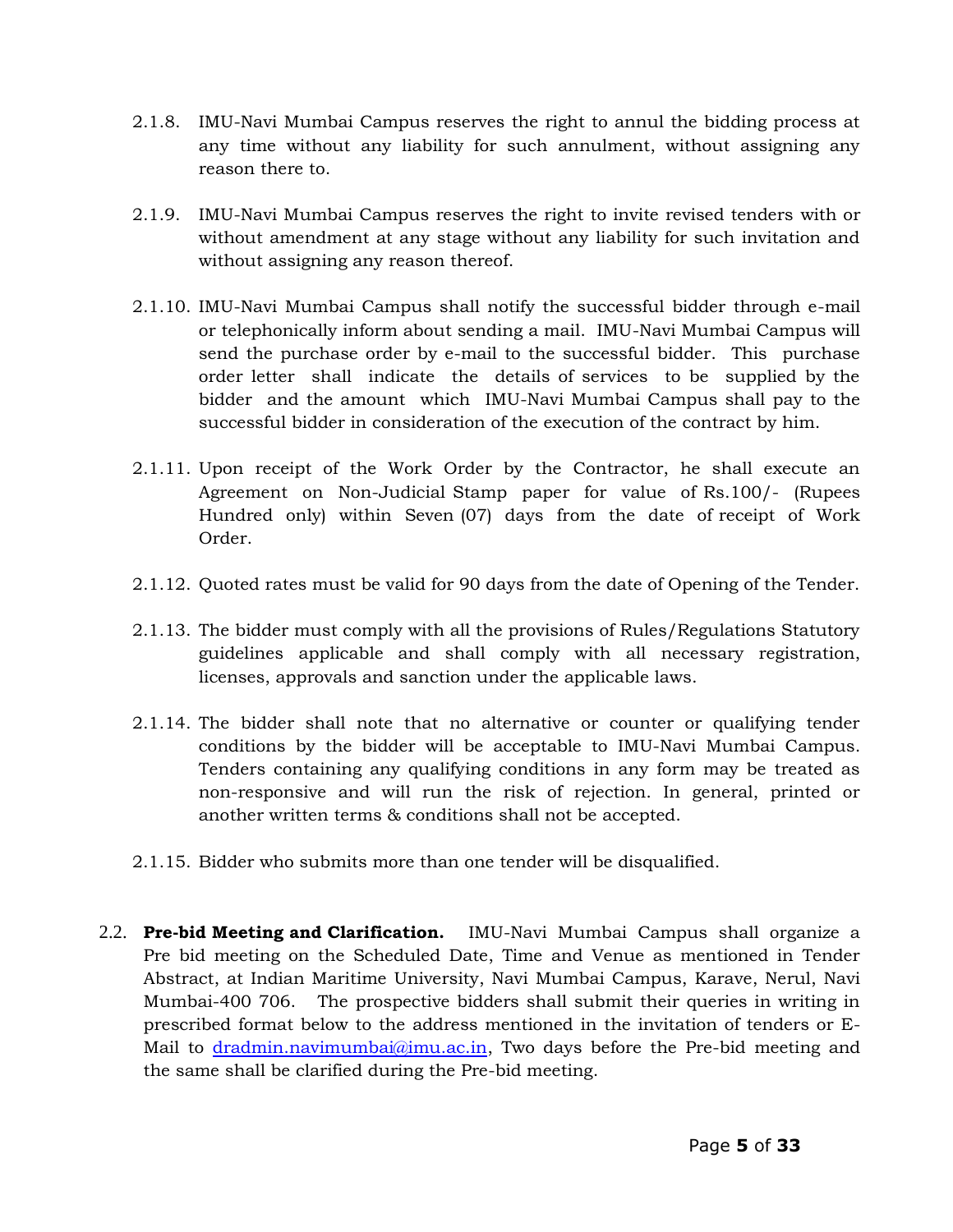2.1.8. IMU-Navi Mumbai Campus reserves the right to annul the bidding process at any time without any liability for such annulment, without assigning any reason there to.

2.1.9. IMU-Navi Mumbai Campus reserves the right to invite revised tenders with or without amendment at any stage without any liability for such invitation and without assigning any reason thereof.

2.1.10. IMU-Navi Mumbai Campus shall notify the successful bidder through e-mail or telephonically inform about sending a mail. IMU-Navi Mumbai Campus will send the purchase order by e-mail to the successful bidder. This purchase order letter shall indicate the details of services to be supplied by the bidder and the amount which IMU-Navi Mumbai Campus shall pay to the successful bidder in consideration of the execution of the contract by him.

2.1.11. Upon receipt of the Work Order by the Contractor, he shall execute an Agreement on Non-Judicial Stamp paper for value of Rs.100/- (Rupees Hundred only) within Seven (07) days from the date of receipt of Work Order.

2.1.12. Quoted rates must be valid for 90 days from the date of Opening of the Tender.

2.1.13. The bidder must comply with all the provisions of Rules/Regulations Statutory guidelines applicable and shall comply with all necessary registration, licenses, approvals and sanction under the applicable laws.

2.1.14. The bidder shall note that no alternative or counter or qualifying tender conditions by the bidder will be acceptable to IMU-Navi Mumbai Campus. Tenders containing any qualifying conditions in any form may be treated as non-responsive and will run the risk of rejection. In general, printed or another written terms & conditions shall not be accepted.

2.1.15. Bidder who submits more than one tender will be disqualified.

2.2. **Pre-bid Meeting and Clarification.** IMU-Navi Mumbai Campus shall organize a Pre bid meeting on the Scheduled Date, Time and Venue as mentioned in Tender Abstract, at Indian Maritime University, Navi Mumbai Campus, Karave, Nerul, Navi Mumbai-400 706. The prospective bidders shall submit their queries in writing in prescribed format below to the address mentioned in the invitation of tenders or E-Mail to dradmin.navimumbai@imu.ac.in, Two days before the Pre-bid meeting and the same shall be clarified during the Pre-bid meeting.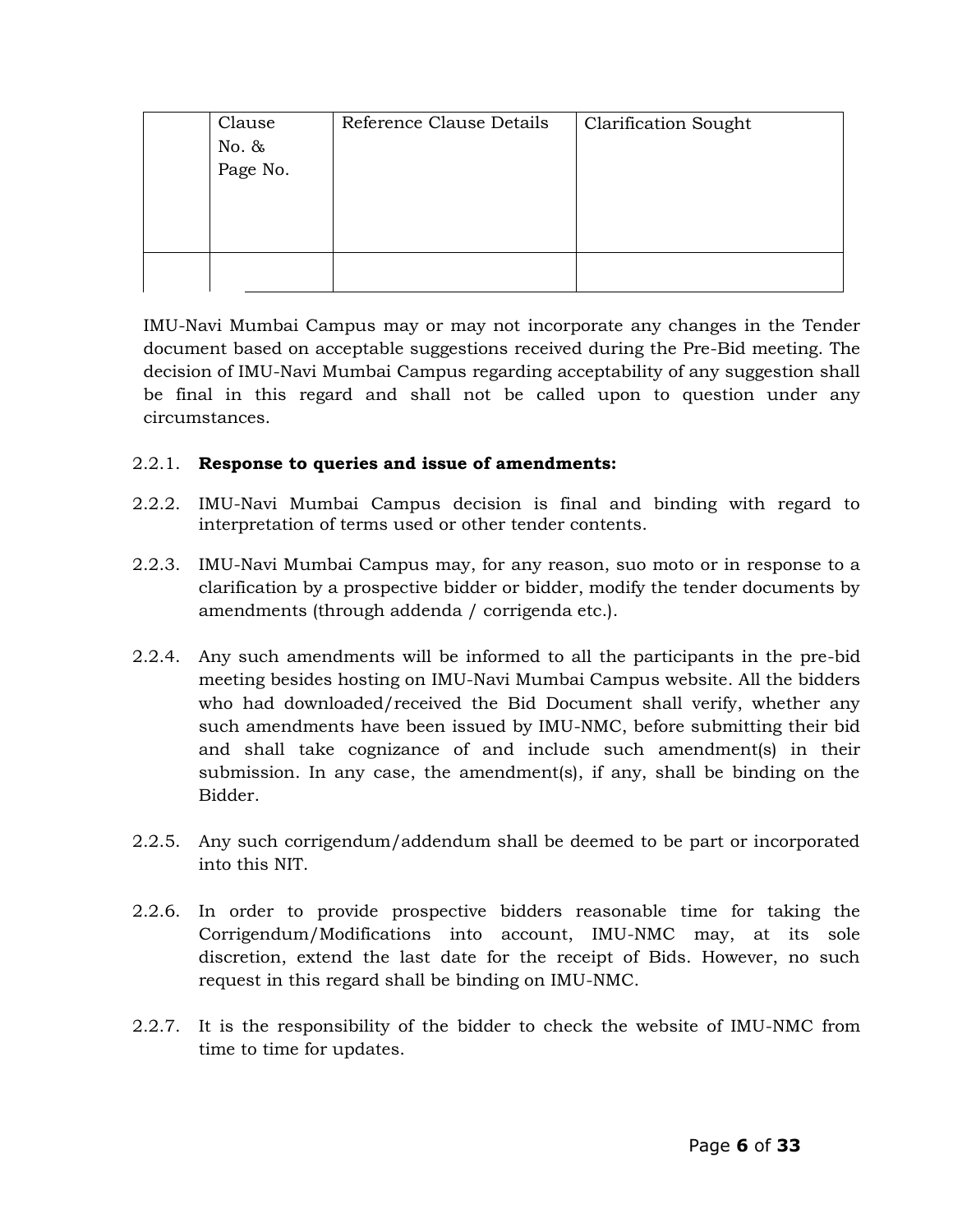| | Clause No. & Page No. | Reference Clause Details | Clarification Sought |
|---|---|---|---|
| | | | |

IMU-Navi Mumbai Campus may or may not incorporate any changes in the Tender document based on acceptable suggestions received during the Pre-Bid meeting. The decision of IMU-Navi Mumbai Campus regarding acceptability of any suggestion shall be final in this regard and shall not be called upon to question under any circumstances.

2.2.1. **Response to queries and issue of amendments:**

2.2.2. IMU-Navi Mumbai Campus decision is final and binding with regard to interpretation of terms used or other tender contents.

2.2.3. IMU-Navi Mumbai Campus may, for any reason, suo moto or in response to a clarification by a prospective bidder or bidder, modify the tender documents by amendments (through addenda / corrigenda etc.).

2.2.4. Any such amendments will be informed to all the participants in the pre-bid meeting besides hosting on IMU-Navi Mumbai Campus website. All the bidders who had downloaded/received the Bid Document shall verify, whether any such amendments have been issued by IMU-NMC, before submitting their bid and shall take cognizance of and include such amendment(s) in their submission. In any case, the amendment(s), if any, shall be binding on the Bidder.

2.2.5. Any such corrigendum/addendum shall be deemed to be part or incorporated into this NIT.

2.2.6. In order to provide prospective bidders reasonable time for taking the Corrigendum/Modifications into account, IMU-NMC may, at its sole discretion, extend the last date for the receipt of Bids. However, no such request in this regard shall be binding on IMU-NMC.

2.2.7. It is the responsibility of the bidder to check the website of IMU-NMC from time to time for updates.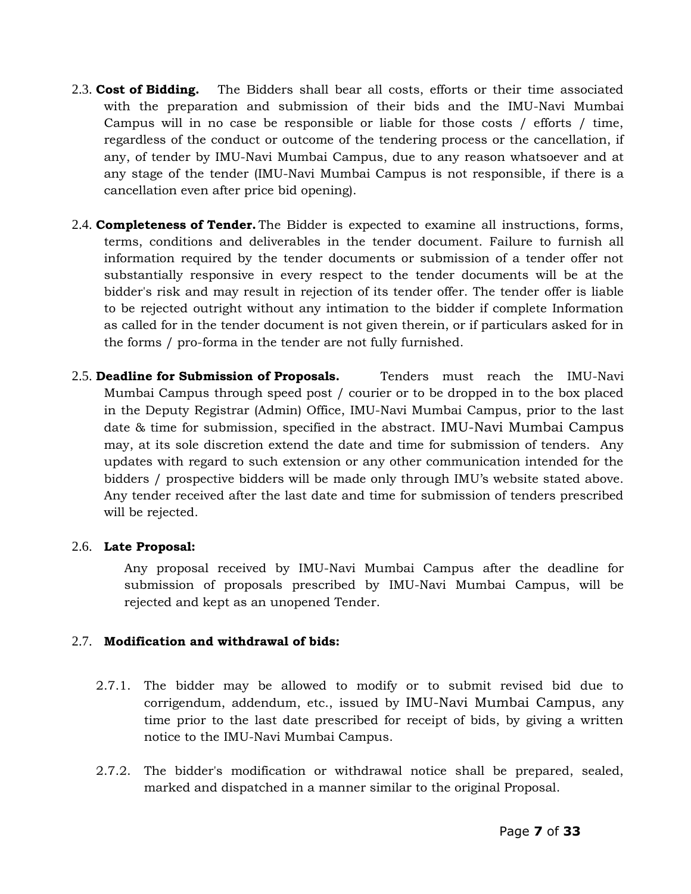2.3. **Cost of Bidding.** The Bidders shall bear all costs, efforts or their time associated with the preparation and submission of their bids and the IMU-Navi Mumbai Campus will in no case be responsible or liable for those costs / efforts / time, regardless of the conduct or outcome of the tendering process or the cancellation, if any, of tender by IMU-Navi Mumbai Campus, due to any reason whatsoever and at any stage of the tender (IMU-Navi Mumbai Campus is not responsible, if there is a cancellation even after price bid opening).

2.4. **Completeness of Tender.** The Bidder is expected to examine all instructions, forms, terms, conditions and deliverables in the tender document. Failure to furnish all information required by the tender documents or submission of a tender offer not substantially responsive in every respect to the tender documents will be at the bidder's risk and may result in rejection of its tender offer. The tender offer is liable to be rejected outright without any intimation to the bidder if complete Information as called for in the tender document is not given therein, or if particulars asked for in the forms / pro-forma in the tender are not fully furnished.

2.5. **Deadline for Submission of Proposals.** Tenders must reach the IMU-Navi Mumbai Campus through speed post / courier or to be dropped in to the box placed in the Deputy Registrar (Admin) Office, IMU-Navi Mumbai Campus, prior to the last date & time for submission, specified in the abstract. IMU-Navi Mumbai Campus may, at its sole discretion extend the date and time for submission of tenders. Any updates with regard to such extension or any other communication intended for the bidders / prospective bidders will be made only through IMU's website stated above. Any tender received after the last date and time for submission of tenders prescribed will be rejected.

2.6. **Late Proposal:**

Any proposal received by IMU-Navi Mumbai Campus after the deadline for submission of proposals prescribed by IMU-Navi Mumbai Campus, will be rejected and kept as an unopened Tender.

2.7. **Modification and withdrawal of bids:**

2.7.1. The bidder may be allowed to modify or to submit revised bid due to corrigendum, addendum, etc., issued by IMU-Navi Mumbai Campus, any time prior to the last date prescribed for receipt of bids, by giving a written notice to the IMU-Navi Mumbai Campus.

2.7.2. The bidder's modification or withdrawal notice shall be prepared, sealed, marked and dispatched in a manner similar to the original Proposal.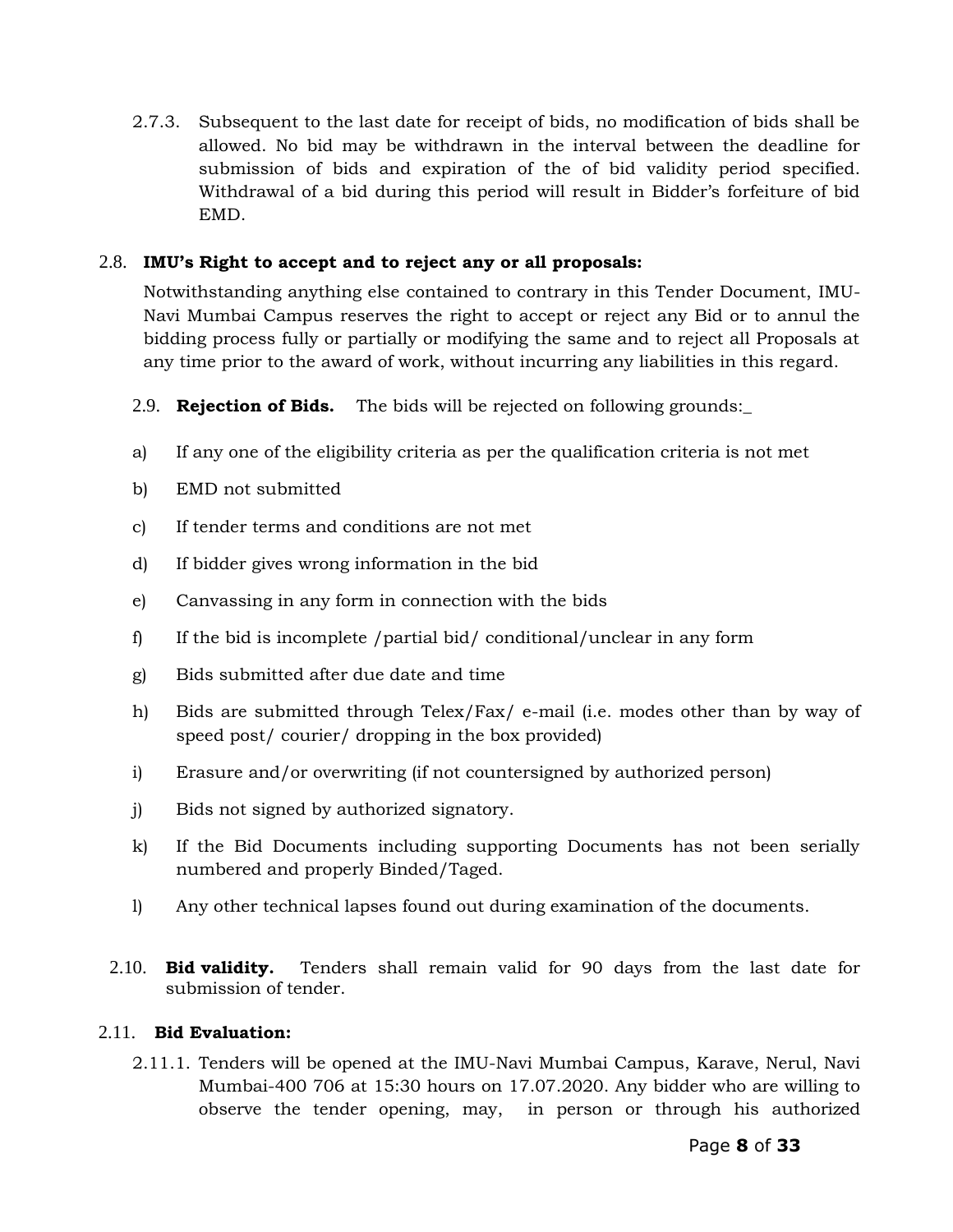2.7.3. Subsequent to the last date for receipt of bids, no modification of bids shall be allowed. No bid may be withdrawn in the interval between the deadline for submission of bids and expiration of the of bid validity period specified. Withdrawal of a bid during this period will result in Bidder's forfeiture of bid EMD.

2.8. **IMU's Right to accept and to reject any or all proposals:**

Notwithstanding anything else contained to contrary in this Tender Document, IMU-Navi Mumbai Campus reserves the right to accept or reject any Bid or to annul the bidding process fully or partially or modifying the same and to reject all Proposals at any time prior to the award of work, without incurring any liabilities in this regard.

2.9. **Rejection of Bids.** The bids will be rejected on following grounds:_

a) If any one of the eligibility criteria as per the qualification criteria is not met

b) EMD not submitted

c) If tender terms and conditions are not met

d) If bidder gives wrong information in the bid

e) Canvassing in any form in connection with the bids

f) If the bid is incomplete /partial bid/ conditional/unclear in any form

g) Bids submitted after due date and time

h) Bids are submitted through Telex/Fax/ e-mail (i.e. modes other than by way of speed post/ courier/ dropping in the box provided)

i) Erasure and/or overwriting (if not countersigned by authorized person)

j) Bids not signed by authorized signatory.

k) If the Bid Documents including supporting Documents has not been serially numbered and properly Binded/Taged.

l) Any other technical lapses found out during examination of the documents.

2.10. **Bid validity.** Tenders shall remain valid for 90 days from the last date for submission of tender.

2.11. **Bid Evaluation:**

2.11.1. Tenders will be opened at the IMU-Navi Mumbai Campus, Karave, Nerul, Navi Mumbai-400 706 at 15:30 hours on 17.07.2020. Any bidder who are willing to observe the tender opening, may, in person or through his authorized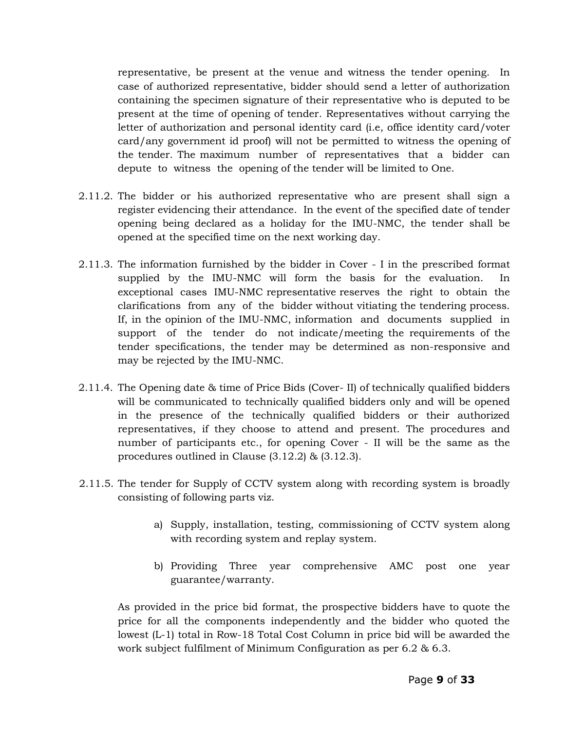representative, be present at the venue and witness the tender opening. In case of authorized representative, bidder should send a letter of authorization containing the specimen signature of their representative who is deputed to be present at the time of opening of tender. Representatives without carrying the letter of authorization and personal identity card (i.e, office identity card/voter card/any government id proof) will not be permitted to witness the opening of the tender. The maximum number of representatives that a bidder can depute to witness the opening of the tender will be limited to One.

2.11.2. The bidder or his authorized representative who are present shall sign a register evidencing their attendance. In the event of the specified date of tender opening being declared as a holiday for the IMU-NMC, the tender shall be opened at the specified time on the next working day.

2.11.3. The information furnished by the bidder in Cover - I in the prescribed format supplied by the IMU-NMC will form the basis for the evaluation. In exceptional cases IMU-NMC representative reserves the right to obtain the clarifications from any of the bidder without vitiating the tendering process. If, in the opinion of the IMU-NMC, information and documents supplied in support of the tender do not indicate/meeting the requirements of the tender specifications, the tender may be determined as non-responsive and may be rejected by the IMU-NMC.

2.11.4. The Opening date & time of Price Bids (Cover- II) of technically qualified bidders will be communicated to technically qualified bidders only and will be opened in the presence of the technically qualified bidders or their authorized representatives, if they choose to attend and present. The procedures and number of participants etc., for opening Cover - II will be the same as the procedures outlined in Clause (3.12.2) & (3.12.3).

2.11.5. The tender for Supply of CCTV system along with recording system is broadly consisting of following parts viz.

a) Supply, installation, testing, commissioning of CCTV system along with recording system and replay system.

b) Providing Three year comprehensive AMC post one year guarantee/warranty.

As provided in the price bid format, the prospective bidders have to quote the price for all the components independently and the bidder who quoted the lowest (L-1) total in Row-18 Total Cost Column in price bid will be awarded the work subject fulfilment of Minimum Configuration as per 6.2 & 6.3.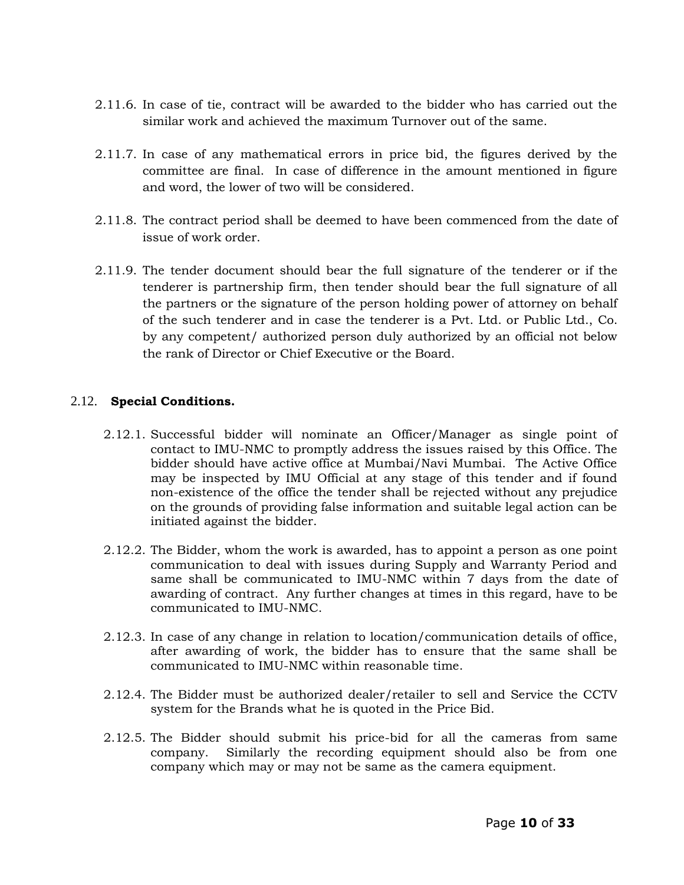2.11.6. In case of tie, contract will be awarded to the bidder who has carried out the similar work and achieved the maximum Turnover out of the same.

2.11.7. In case of any mathematical errors in price bid, the figures derived by the committee are final. In case of difference in the amount mentioned in figure and word, the lower of two will be considered.

2.11.8. The contract period shall be deemed to have been commenced from the date of issue of work order.

2.11.9. The tender document should bear the full signature of the tenderer or if the tenderer is partnership firm, then tender should bear the full signature of all the partners or the signature of the person holding power of attorney on behalf of the such tenderer and in case the tenderer is a Pvt. Ltd. or Public Ltd., Co. by any competent/ authorized person duly authorized by an official not below the rank of Director or Chief Executive or the Board.

2.12. **Special Conditions.**

2.12.1. Successful bidder will nominate an Officer/Manager as single point of contact to IMU-NMC to promptly address the issues raised by this Office. The bidder should have active office at Mumbai/Navi Mumbai. The Active Office may be inspected by IMU Official at any stage of this tender and if found non-existence of the office the tender shall be rejected without any prejudice on the grounds of providing false information and suitable legal action can be initiated against the bidder.

2.12.2. The Bidder, whom the work is awarded, has to appoint a person as one point communication to deal with issues during Supply and Warranty Period and same shall be communicated to IMU-NMC within 7 days from the date of awarding of contract. Any further changes at times in this regard, have to be communicated to IMU-NMC.

2.12.3. In case of any change in relation to location/communication details of office, after awarding of work, the bidder has to ensure that the same shall be communicated to IMU-NMC within reasonable time.

2.12.4. The Bidder must be authorized dealer/retailer to sell and Service the CCTV system for the Brands what he is quoted in the Price Bid.

2.12.5. The Bidder should submit his price-bid for all the cameras from same company. Similarly the recording equipment should also be from one company which may or may not be same as the camera equipment.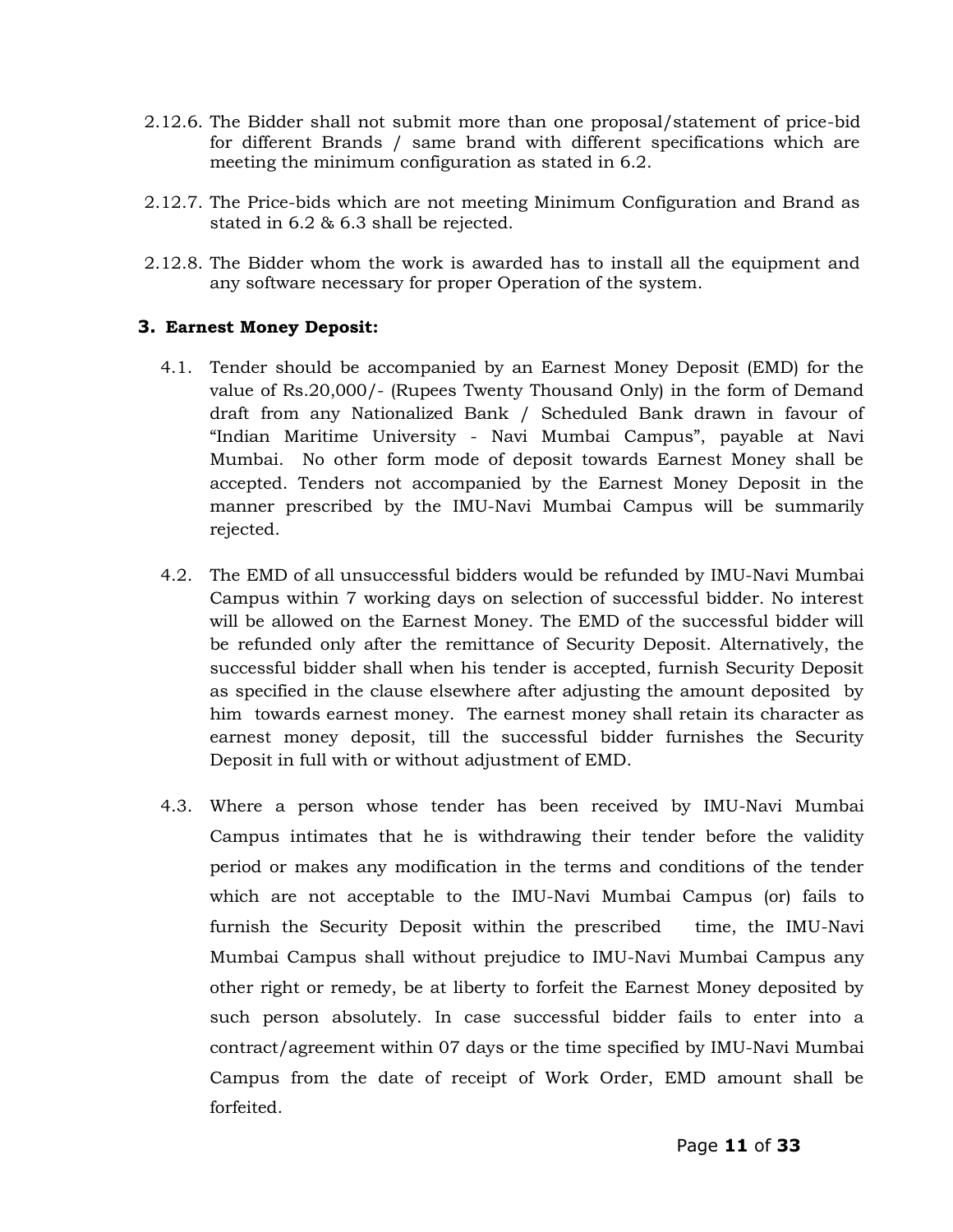2.12.6. The Bidder shall not submit more than one proposal/statement of price-bid for different Brands / same brand with different specifications which are meeting the minimum configuration as stated in 6.2.

2.12.7. The Price-bids which are not meeting Minimum Configuration and Brand as stated in 6.2 & 6.3 shall be rejected.

2.12.8. The Bidder whom the work is awarded has to install all the equipment and any software necessary for proper Operation of the system.

## 3. Earnest Money Deposit:

4.1. Tender should be accompanied by an Earnest Money Deposit (EMD) for the value of Rs.20,000/- (Rupees Twenty Thousand Only) in the form of Demand draft from any Nationalized Bank / Scheduled Bank drawn in favour of "Indian Maritime University - Navi Mumbai Campus", payable at Navi Mumbai. No other form mode of deposit towards Earnest Money shall be accepted. Tenders not accompanied by the Earnest Money Deposit in the manner prescribed by the IMU-Navi Mumbai Campus will be summarily rejected.

4.2. The EMD of all unsuccessful bidders would be refunded by IMU-Navi Mumbai Campus within 7 working days on selection of successful bidder. No interest will be allowed on the Earnest Money. The EMD of the successful bidder will be refunded only after the remittance of Security Deposit. Alternatively, the successful bidder shall when his tender is accepted, furnish Security Deposit as specified in the clause elsewhere after adjusting the amount deposited by him towards earnest money. The earnest money shall retain its character as earnest money deposit, till the successful bidder furnishes the Security Deposit in full with or without adjustment of EMD.

4.3. Where a person whose tender has been received by IMU-Navi Mumbai Campus intimates that he is withdrawing their tender before the validity period or makes any modification in the terms and conditions of the tender which are not acceptable to the IMU-Navi Mumbai Campus (or) fails to furnish the Security Deposit within the prescribed time, the IMU-Navi Mumbai Campus shall without prejudice to IMU-Navi Mumbai Campus any other right or remedy, be at liberty to forfeit the Earnest Money deposited by such person absolutely. In case successful bidder fails to enter into a contract/agreement within 07 days or the time specified by IMU-Navi Mumbai Campus from the date of receipt of Work Order, EMD amount shall be forfeited.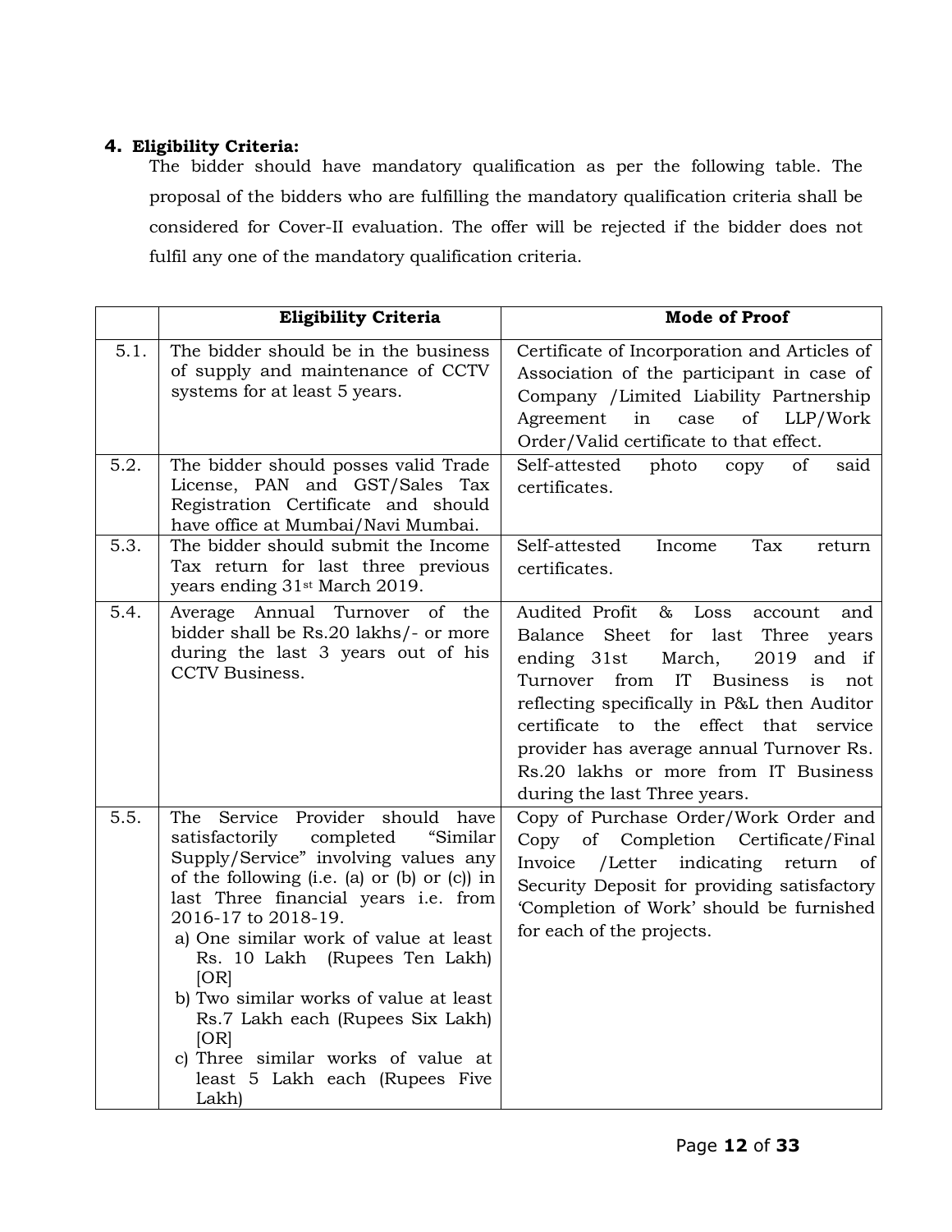## 4. Eligibility Criteria:

The bidder should have mandatory qualification as per the following table. The proposal of the bidders who are fulfilling the mandatory qualification criteria shall be considered for Cover-II evaluation. The offer will be rejected if the bidder does not fulfil any one of the mandatory qualification criteria.

| | Eligibility Criteria | Mode of Proof |
|---|---|---|
| 5.1. | The bidder should be in the business of supply and maintenance of CCTV systems for at least 5 years. | Certificate of Incorporation and Articles of Association of the participant in case of Company /Limited Liability Partnership Agreement in case of LLP/Work Order/Valid certificate to that effect. |
| 5.2. | The bidder should posses valid Trade License, PAN and GST/Sales Tax Registration Certificate and should have office at Mumbai/Navi Mumbai. | Self-attested photo copy of said certificates. |
| 5.3. | The bidder should submit the Income Tax return for last three previous years ending 31st March 2019. | Self-attested Income Tax return certificates. |
| 5.4. | Average Annual Turnover of the bidder shall be Rs.20 lakhs/- or more during the last 3 years out of his CCTV Business. | Audited Profit & Loss account and Balance Sheet for last Three years ending 31st March, 2019 and if Turnover from IT Business is not reflecting specifically in P&L then Auditor certificate to the effect that service provider has average annual Turnover Rs. Rs.20 lakhs or more from IT Business during the last Three years. |
| 5.5. | The Service Provider should have satisfactorily completed "Similar Supply/Service" involving values any of the following (i.e. (a) or (b) or (c)) in last Three financial years i.e. from 2016-17 to 2018-19.<br>a) One similar work of value at least Rs. 10 Lakh (Rupees Ten Lakh) [OR]<br>b) Two similar works of value at least Rs.7 Lakh each (Rupees Six Lakh) [OR]<br>c) Three similar works of value at least 5 Lakh each (Rupees Five Lakh) | Copy of Purchase Order/Work Order and Copy of Completion Certificate/Final Invoice /Letter indicating return of Security Deposit for providing satisfactory 'Completion of Work' should be furnished for each of the projects. |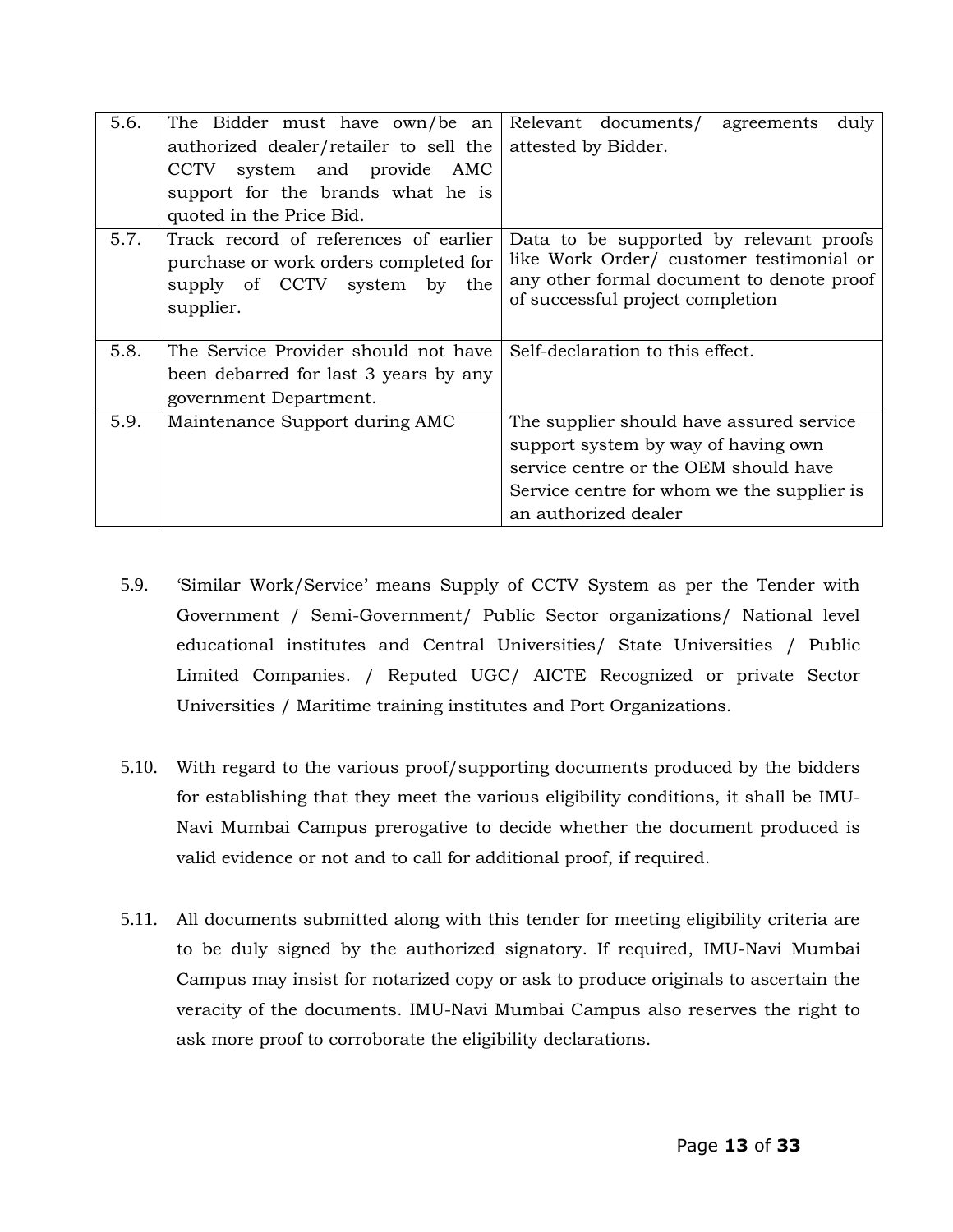| | | |
|---|---|---|
| 5.6. | The Bidder must have own/be an authorized dealer/retailer to sell the CCTV system and provide AMC support for the brands what he is quoted in the Price Bid. | Relevant documents/ agreements duly attested by Bidder. |
| 5.7. | Track record of references of earlier purchase or work orders completed for supply of CCTV system by the supplier. | Data to be supported by relevant proofs like Work Order/ customer testimonial or any other formal document to denote proof of successful project completion |
| 5.8. | The Service Provider should not have been debarred for last 3 years by any government Department. | Self-declaration to this effect. |
| 5.9. | Maintenance Support during AMC | The supplier should have assured service support system by way of having own service centre or the OEM should have Service centre for whom we the supplier is an authorized dealer |

5.9. 'Similar Work/Service' means Supply of CCTV System as per the Tender with Government / Semi-Government/ Public Sector organizations/ National level educational institutes and Central Universities/ State Universities / Public Limited Companies. / Reputed UGC/ AICTE Recognized or private Sector Universities / Maritime training institutes and Port Organizations.

5.10. With regard to the various proof/supporting documents produced by the bidders for establishing that they meet the various eligibility conditions, it shall be IMU-Navi Mumbai Campus prerogative to decide whether the document produced is valid evidence or not and to call for additional proof, if required.

5.11. All documents submitted along with this tender for meeting eligibility criteria are to be duly signed by the authorized signatory. If required, IMU-Navi Mumbai Campus may insist for notarized copy or ask to produce originals to ascertain the veracity of the documents. IMU-Navi Mumbai Campus also reserves the right to ask more proof to corroborate the eligibility declarations.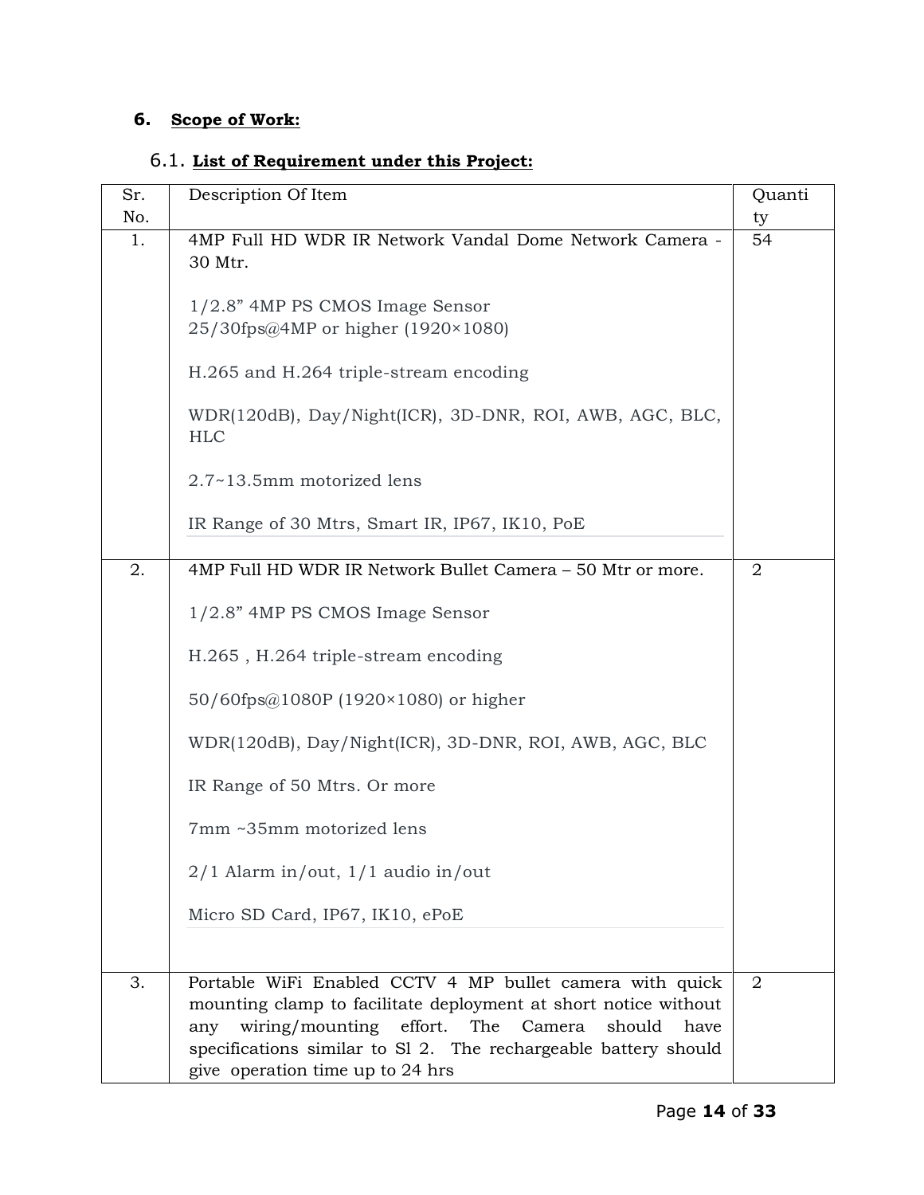## 6. Scope of Work:

### 6.1. List of Requirement under this Project:

| Sr. No. | Description Of Item | Quantity |
|---|---|---|
| 1. | 4MP Full HD WDR IR Network Vandal Dome Network Camera - 30 Mtr.<br><br>1/2.8” 4MP PS CMOS Image Sensor<br>25/30fps@4MP or higher (1920×1080)<br><br>H.265 and H.264 triple-stream encoding<br><br>WDR(120dB), Day/Night(ICR), 3D-DNR, ROI, AWB, AGC, BLC, HLC<br><br>2.7~13.5mm motorized lens<br><br>IR Range of 30 Mtrs, Smart IR, IP67, IK10, PoE | 54 |
| 2. | 4MP Full HD WDR IR Network Bullet Camera – 50 Mtr or more.<br><br>1/2.8” 4MP PS CMOS Image Sensor<br><br>H.265 , H.264 triple-stream encoding<br><br>50/60fps@1080P (1920×1080) or higher<br><br>WDR(120dB), Day/Night(ICR), 3D-DNR, ROI, AWB, AGC, BLC<br><br>IR Range of 50 Mtrs. Or more<br><br>7mm ~35mm motorized lens<br><br>2/1 Alarm in/out, 1/1 audio in/out<br><br>Micro SD Card, IP67, IK10, ePoE | 2 |
| 3. | Portable WiFi Enabled CCTV 4 MP bullet camera with quick mounting clamp to facilitate deployment at short notice without any wiring/mounting effort. The Camera should have specifications similar to Sl 2. The rechargeable battery should give operation time up to 24 hrs | 2 |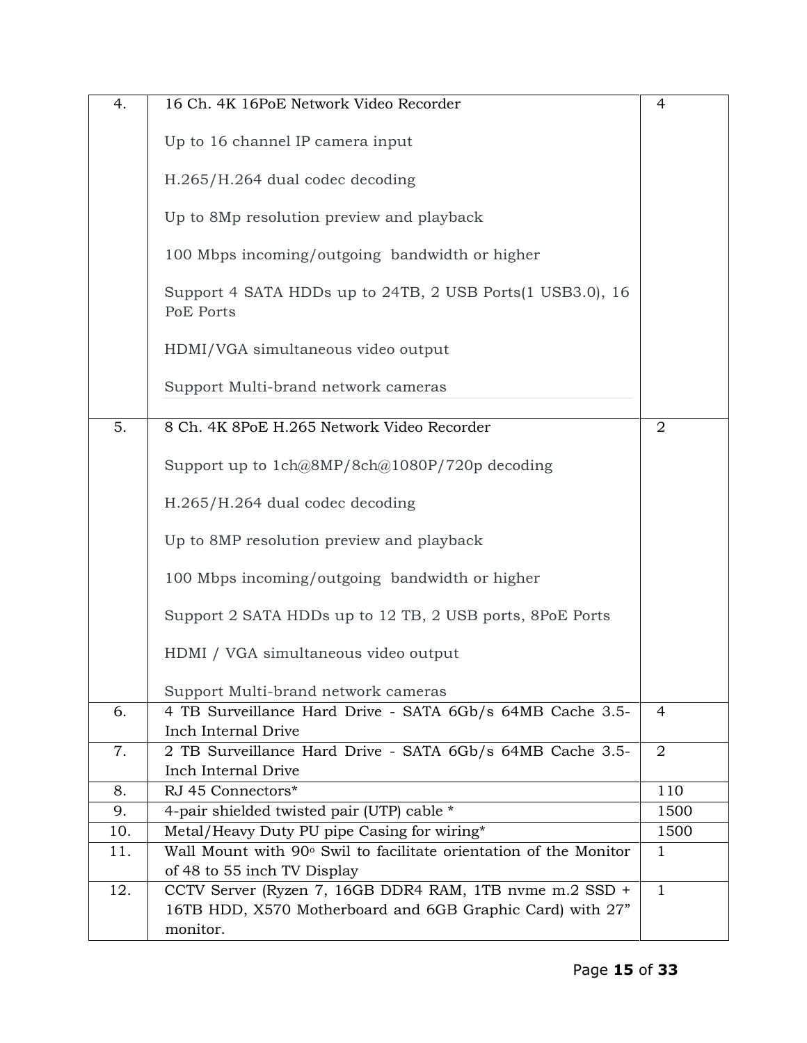| | | |
|---|---|---|
| 4. | 16 Ch. 4K 16PoE Network Video Recorder<br><br>Up to 16 channel IP camera input<br><br>H.265/H.264 dual codec decoding<br><br>Up to 8Mp resolution preview and playback<br><br>100 Mbps incoming/outgoing bandwidth or higher<br><br>Support 4 SATA HDDs up to 24TB, 2 USB Ports(1 USB3.0), 16 PoE Ports<br><br>HDMI/VGA simultaneous video output<br><br>Support Multi-brand network cameras | 4 |
| 5. | 8 Ch. 4K 8PoE H.265 Network Video Recorder<br><br>Support up to 1ch@8MP/8ch@1080P/720p decoding<br><br>H.265/H.264 dual codec decoding<br><br>Up to 8MP resolution preview and playback<br><br>100 Mbps incoming/outgoing bandwidth or higher<br><br>Support 2 SATA HDDs up to 12 TB, 2 USB ports, 8PoE Ports<br><br>HDMI / VGA simultaneous video output<br><br>Support Multi-brand network cameras | 2 |
| 6. | 4 TB Surveillance Hard Drive - SATA 6Gb/s 64MB Cache 3.5-Inch Internal Drive | 4 |
| 7. | 2 TB Surveillance Hard Drive - SATA 6Gb/s 64MB Cache 3.5-Inch Internal Drive | 2 |
| 8. | RJ 45 Connectors* | 110 |
| 9. | 4-pair shielded twisted pair (UTP) cable * | 1500 |
| 10. | Metal/Heavy Duty PU pipe Casing for wiring* | 1500 |
| 11. | Wall Mount with 90° Swil to facilitate orientation of the Monitor of 48 to 55 inch TV Display | 1 |
| 12. | CCTV Server (Ryzen 7, 16GB DDR4 RAM, 1TB nvme m.2 SSD + 16TB HDD, X570 Motherboard and 6GB Graphic Card) with 27" monitor. | 1 |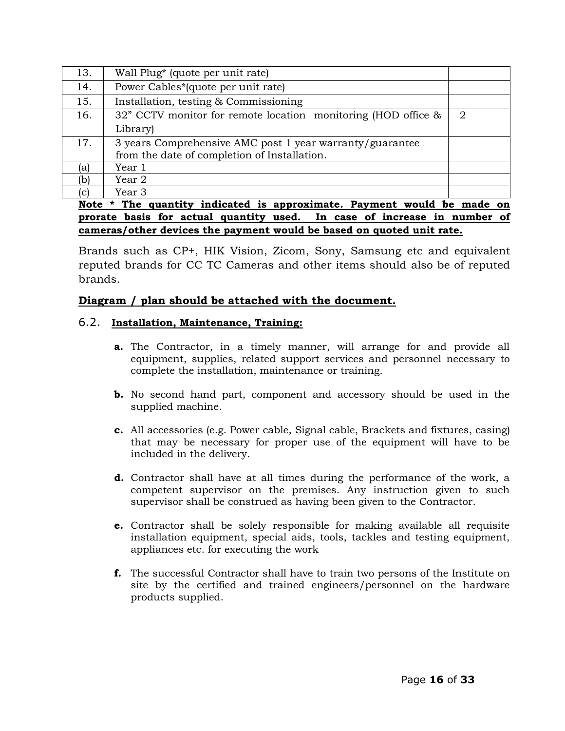| | | |
|---|---|---|
| 13. | Wall Plug* (quote per unit rate) | |
| 14. | Power Cables*(quote per unit rate) | |
| 15. | Installation, testing & Commissioning | |
| 16. | 32" CCTV monitor for remote location monitoring (HOD office & Library) | 2 |
| 17. | 3 years Comprehensive AMC post 1 year warranty/guarantee from the date of completion of Installation. | |
| (a) | Year 1 | |
| (b) | Year 2 | |
| (c) | Year 3 | |

**Note * The quantity indicated is approximate. Payment would be made on prorate basis for actual quantity used. In case of increase in number of cameras/other devices the payment would be based on quoted unit rate.**

Brands such as CP+, HIK Vision, Zicom, Sony, Samsung etc and equivalent reputed brands for CC TC Cameras and other items should also be of reputed brands.

**Diagram / plan should be attached with the document.**

## 6.2. Installation, Maintenance, Training:

**a.** The Contractor, in a timely manner, will arrange for and provide all equipment, supplies, related support services and personnel necessary to complete the installation, maintenance or training.

**b.** No second hand part, component and accessory should be used in the supplied machine.

**c.** All accessories (e.g. Power cable, Signal cable, Brackets and fixtures, casing) that may be necessary for proper use of the equipment will have to be included in the delivery.

**d.** Contractor shall have at all times during the performance of the work, a competent supervisor on the premises. Any instruction given to such supervisor shall be construed as having been given to the Contractor.

**e.** Contractor shall be solely responsible for making available all requisite installation equipment, special aids, tools, tackles and testing equipment, appliances etc. for executing the work

**f.** The successful Contractor shall have to train two persons of the Institute on site by the certified and trained engineers/personnel on the hardware products supplied.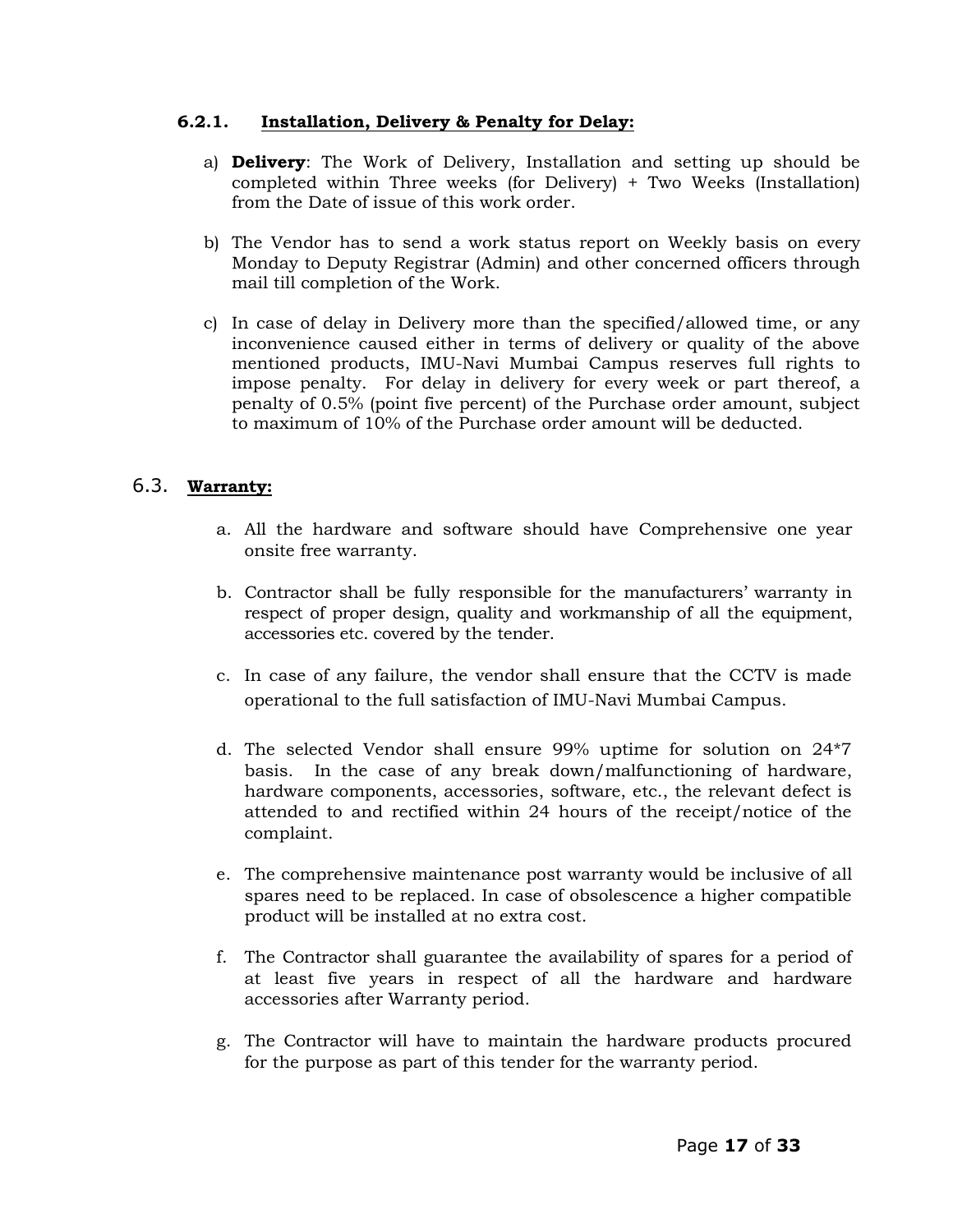#### 6.2.1. <u>**Installation, Delivery & Penalty for Delay:**</u>

a) **Delivery**: The Work of Delivery, Installation and setting up should be completed within Three weeks (for Delivery) + Two Weeks (Installation) from the Date of issue of this work order.

b) The Vendor has to send a work status report on Weekly basis on every Monday to Deputy Registrar (Admin) and other concerned officers through mail till completion of the Work.

c) In case of delay in Delivery more than the specified/allowed time, or any inconvenience caused either in terms of delivery or quality of the above mentioned products, IMU-Navi Mumbai Campus reserves full rights to impose penalty. For delay in delivery for every week or part thereof, a penalty of 0.5% (point five percent) of the Purchase order amount, subject to maximum of 10% of the Purchase order amount will be deducted.

### 6.3. <u>**Warranty:**</u>

a. All the hardware and software should have Comprehensive one year onsite free warranty.

b. Contractor shall be fully responsible for the manufacturers' warranty in respect of proper design, quality and workmanship of all the equipment, accessories etc. covered by the tender.

c. In case of any failure, the vendor shall ensure that the CCTV is made operational to the full satisfaction of IMU-Navi Mumbai Campus.

d. The selected Vendor shall ensure 99% uptime for solution on 24*7 basis. In the case of any break down/malfunctioning of hardware, hardware components, accessories, software, etc., the relevant defect is attended to and rectified within 24 hours of the receipt/notice of the complaint.

e. The comprehensive maintenance post warranty would be inclusive of all spares need to be replaced. In case of obsolescence a higher compatible product will be installed at no extra cost.

f. The Contractor shall guarantee the availability of spares for a period of at least five years in respect of all the hardware and hardware accessories after Warranty period.

g. The Contractor will have to maintain the hardware products procured for the purpose as part of this tender for the warranty period.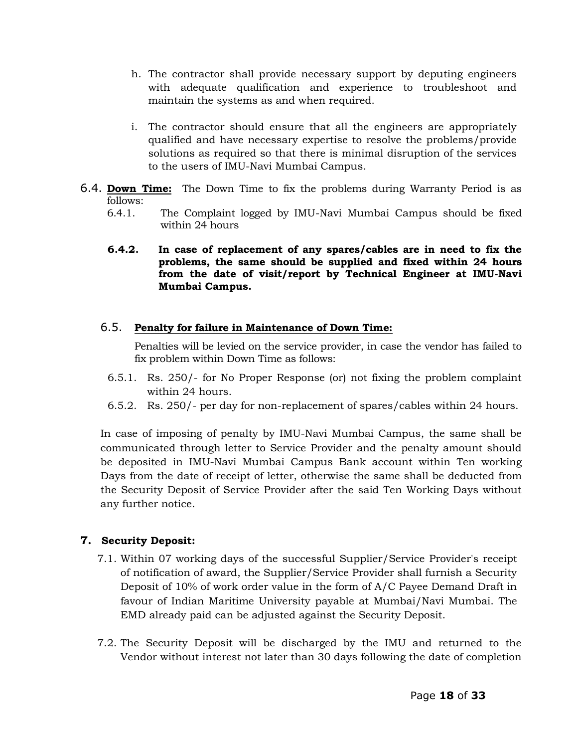h. The contractor shall provide necessary support by deputing engineers with adequate qualification and experience to troubleshoot and maintain the systems as and when required.

i. The contractor should ensure that all the engineers are appropriately qualified and have necessary expertise to resolve the problems/provide solutions as required so that there is minimal disruption of the services to the users of IMU-Navi Mumbai Campus.

6.4. **Down Time:** The Down Time to fix the problems during Warranty Period is as follows:

6.4.1. The Complaint logged by IMU-Navi Mumbai Campus should be fixed within 24 hours

**6.4.2. In case of replacement of any spares/cables are in need to fix the problems, the same should be supplied and fixed within 24 hours from the date of visit/report by Technical Engineer at IMU-Navi Mumbai Campus.**

6.5. **Penalty for failure in Maintenance of Down Time:**

Penalties will be levied on the service provider, in case the vendor has failed to fix problem within Down Time as follows:

6.5.1. Rs. 250/- for No Proper Response (or) not fixing the problem complaint within 24 hours.

6.5.2. Rs. 250/- per day for non-replacement of spares/cables within 24 hours.

In case of imposing of penalty by IMU-Navi Mumbai Campus, the same shall be communicated through letter to Service Provider and the penalty amount should be deposited in IMU-Navi Mumbai Campus Bank account within Ten working Days from the date of receipt of letter, otherwise the same shall be deducted from the Security Deposit of Service Provider after the said Ten Working Days without any further notice.

## 7. Security Deposit:

7.1. Within 07 working days of the successful Supplier/Service Provider's receipt of notification of award, the Supplier/Service Provider shall furnish a Security Deposit of 10% of work order value in the form of A/C Payee Demand Draft in favour of Indian Maritime University payable at Mumbai/Navi Mumbai. The EMD already paid can be adjusted against the Security Deposit.

7.2. The Security Deposit will be discharged by the IMU and returned to the Vendor without interest not later than 30 days following the date of completion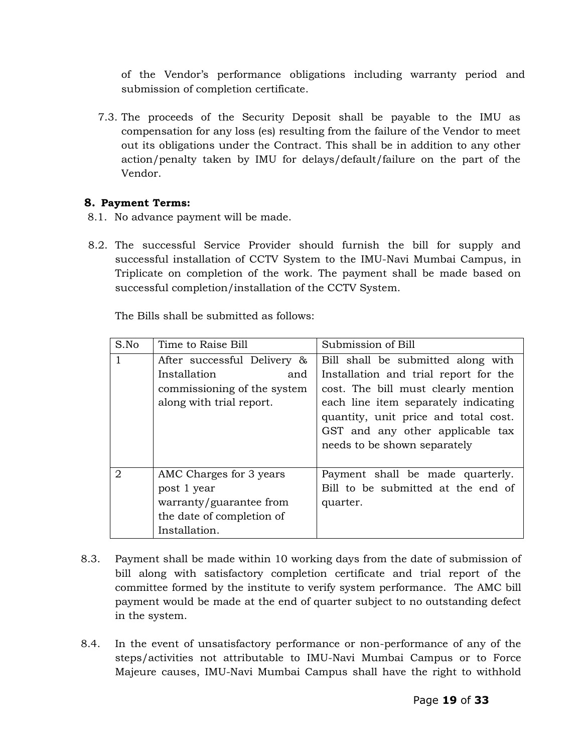of the Vendor's performance obligations including warranty period and submission of completion certificate.

7.3. The proceeds of the Security Deposit shall be payable to the IMU as compensation for any loss (es) resulting from the failure of the Vendor to meet out its obligations under the Contract. This shall be in addition to any other action/penalty taken by IMU for delays/default/failure on the part of the Vendor.

## 8. Payment Terms:

8.1. No advance payment will be made.

8.2. The successful Service Provider should furnish the bill for supply and successful installation of CCTV System to the IMU-Navi Mumbai Campus, in Triplicate on completion of the work. The payment shall be made based on successful completion/installation of the CCTV System.

The Bills shall be submitted as follows:

| S.No | Time to Raise Bill | Submission of Bill |
|---|---|---|
| 1 | After successful Delivery & Installation and commissioning of the system along with trial report. | Bill shall be submitted along with Installation and trial report for the cost. The bill must clearly mention each line item separately indicating quantity, unit price and total cost. GST and any other applicable tax needs to be shown separately |
| 2 | AMC Charges for 3 years post 1 year warranty/guarantee from the date of completion of Installation. | Payment shall be made quarterly. Bill to be submitted at the end of quarter. |

8.3. Payment shall be made within 10 working days from the date of submission of bill along with satisfactory completion certificate and trial report of the committee formed by the institute to verify system performance. The AMC bill payment would be made at the end of quarter subject to no outstanding defect in the system.

8.4. In the event of unsatisfactory performance or non-performance of any of the steps/activities not attributable to IMU-Navi Mumbai Campus or to Force Majeure causes, IMU-Navi Mumbai Campus shall have the right to withhold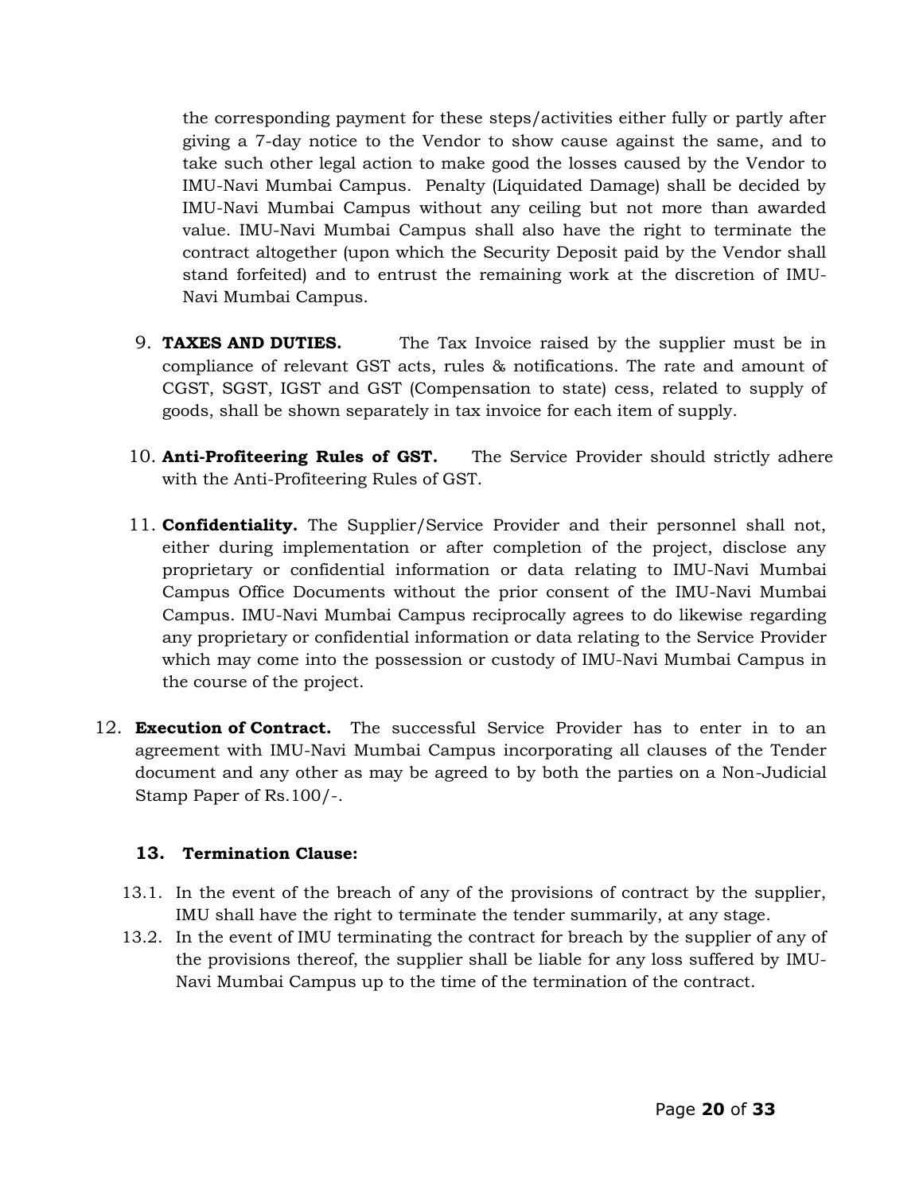the corresponding payment for these steps/activities either fully or partly after giving a 7-day notice to the Vendor to show cause against the same, and to take such other legal action to make good the losses caused by the Vendor to IMU-Navi Mumbai Campus. Penalty (Liquidated Damage) shall be decided by IMU-Navi Mumbai Campus without any ceiling but not more than awarded value. IMU-Navi Mumbai Campus shall also have the right to terminate the contract altogether (upon which the Security Deposit paid by the Vendor shall stand forfeited) and to entrust the remaining work at the discretion of IMU-Navi Mumbai Campus.

9. **TAXES AND DUTIES.** The Tax Invoice raised by the supplier must be in compliance of relevant GST acts, rules & notifications. The rate and amount of CGST, SGST, IGST and GST (Compensation to state) cess, related to supply of goods, shall be shown separately in tax invoice for each item of supply.

10. **Anti-Profiteering Rules of GST.** The Service Provider should strictly adhere with the Anti-Profiteering Rules of GST.

11. **Confidentiality.** The Supplier/Service Provider and their personnel shall not, either during implementation or after completion of the project, disclose any proprietary or confidential information or data relating to IMU-Navi Mumbai Campus Office Documents without the prior consent of the IMU-Navi Mumbai Campus. IMU-Navi Mumbai Campus reciprocally agrees to do likewise regarding any proprietary or confidential information or data relating to the Service Provider which may come into the possession or custody of IMU-Navi Mumbai Campus in the course of the project.

12. **Execution of Contract.** The successful Service Provider has to enter in to an agreement with IMU-Navi Mumbai Campus incorporating all clauses of the Tender document and any other as may be agreed to by both the parties on a Non-Judicial Stamp Paper of Rs.100/-.

**13. Termination Clause:**

13.1. In the event of the breach of any of the provisions of contract by the supplier, IMU shall have the right to terminate the tender summarily, at any stage.

13.2. In the event of IMU terminating the contract for breach by the supplier of any of the provisions thereof, the supplier shall be liable for any loss suffered by IMU-Navi Mumbai Campus up to the time of the termination of the contract.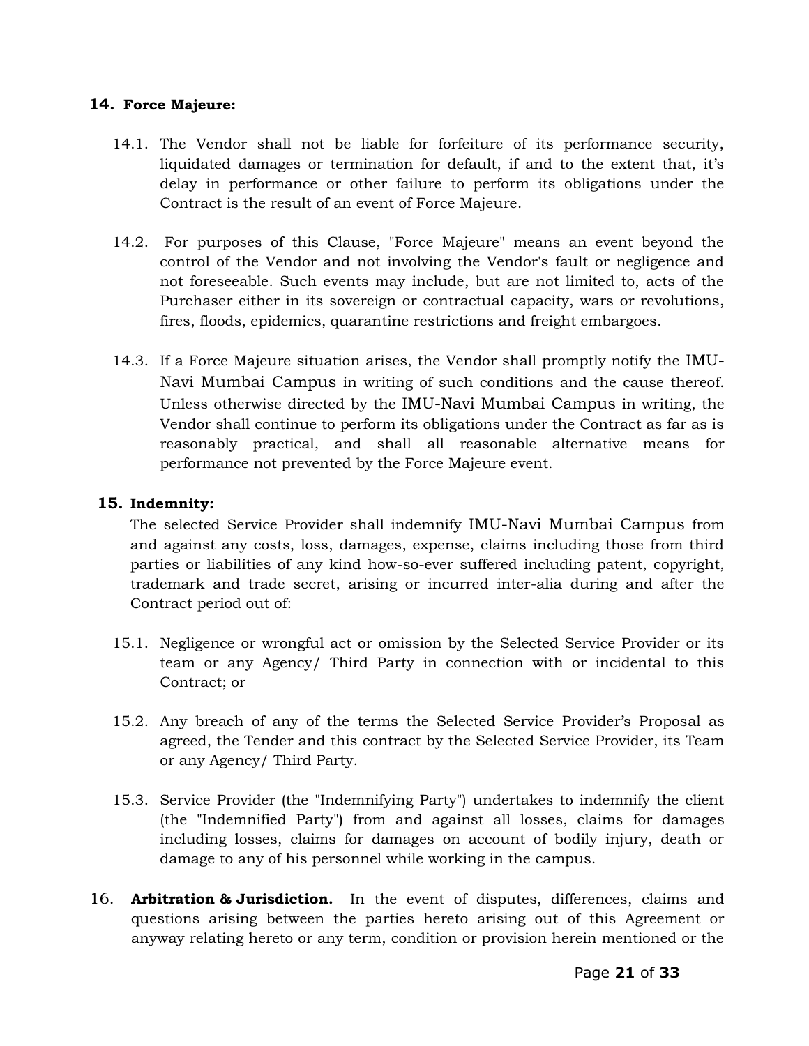## 14. Force Majeure:

14.1. The Vendor shall not be liable for forfeiture of its performance security, liquidated damages or termination for default, if and to the extent that, it's delay in performance or other failure to perform its obligations under the Contract is the result of an event of Force Majeure.

14.2. For purposes of this Clause, "Force Majeure" means an event beyond the control of the Vendor and not involving the Vendor's fault or negligence and not foreseeable. Such events may include, but are not limited to, acts of the Purchaser either in its sovereign or contractual capacity, wars or revolutions, fires, floods, epidemics, quarantine restrictions and freight embargoes.

14.3. If a Force Majeure situation arises, the Vendor shall promptly notify the IMU-Navi Mumbai Campus in writing of such conditions and the cause thereof. Unless otherwise directed by the IMU-Navi Mumbai Campus in writing, the Vendor shall continue to perform its obligations under the Contract as far as is reasonably practical, and shall all reasonable alternative means for performance not prevented by the Force Majeure event.

## 15. Indemnity:

The selected Service Provider shall indemnify IMU-Navi Mumbai Campus from and against any costs, loss, damages, expense, claims including those from third parties or liabilities of any kind how-so-ever suffered including patent, copyright, trademark and trade secret, arising or incurred inter-alia during and after the Contract period out of:

15.1. Negligence or wrongful act or omission by the Selected Service Provider or its team or any Agency/ Third Party in connection with or incidental to this Contract; or

15.2. Any breach of any of the terms the Selected Service Provider's Proposal as agreed, the Tender and this contract by the Selected Service Provider, its Team or any Agency/ Third Party.

15.3. Service Provider (the "Indemnifying Party") undertakes to indemnify the client (the "Indemnified Party") from and against all losses, claims for damages including losses, claims for damages on account of bodily injury, death or damage to any of his personnel while working in the campus.

16. **Arbitration & Jurisdiction.** In the event of disputes, differences, claims and questions arising between the parties hereto arising out of this Agreement or anyway relating hereto or any term, condition or provision herein mentioned or the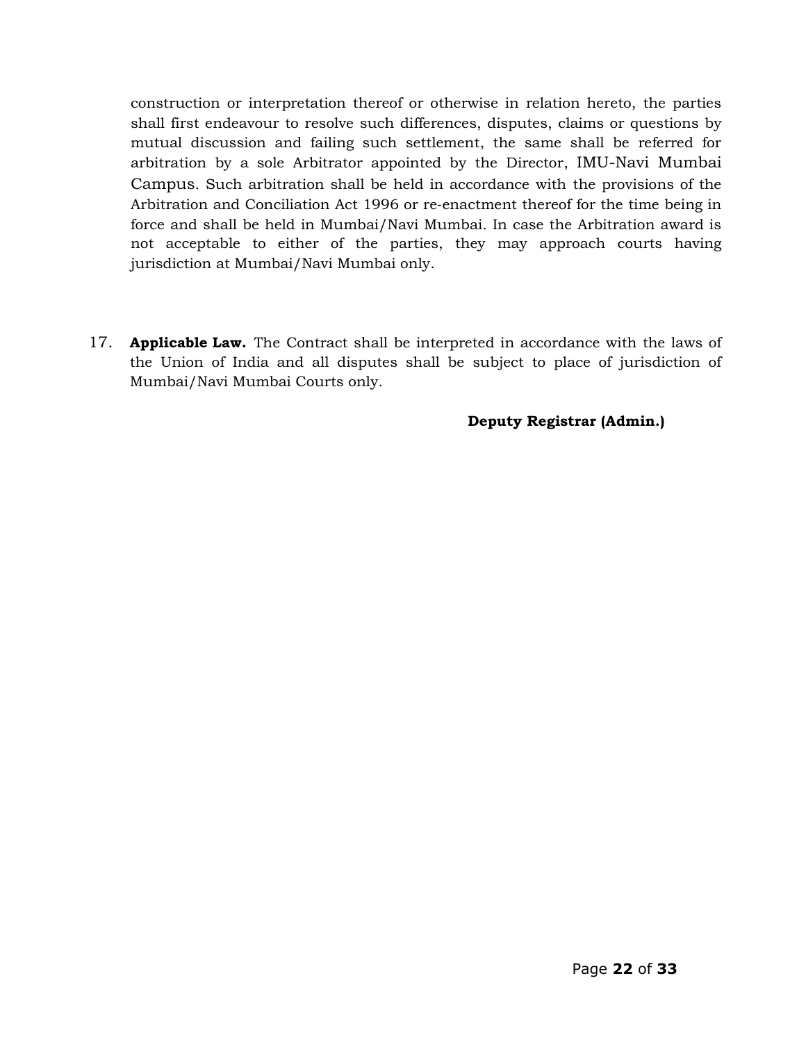construction or interpretation thereof or otherwise in relation hereto, the parties shall first endeavour to resolve such differences, disputes, claims or questions by mutual discussion and failing such settlement, the same shall be referred for arbitration by a sole Arbitrator appointed by the Director, IMU-Navi Mumbai Campus. Such arbitration shall be held in accordance with the provisions of the Arbitration and Conciliation Act 1996 or re-enactment thereof for the time being in force and shall be held in Mumbai/Navi Mumbai. In case the Arbitration award is not acceptable to either of the parties, they may approach courts having jurisdiction at Mumbai/Navi Mumbai only.

17. **Applicable Law.** The Contract shall be interpreted in accordance with the laws of the Union of India and all disputes shall be subject to place of jurisdiction of Mumbai/Navi Mumbai Courts only.

**Deputy Registrar (Admin.)**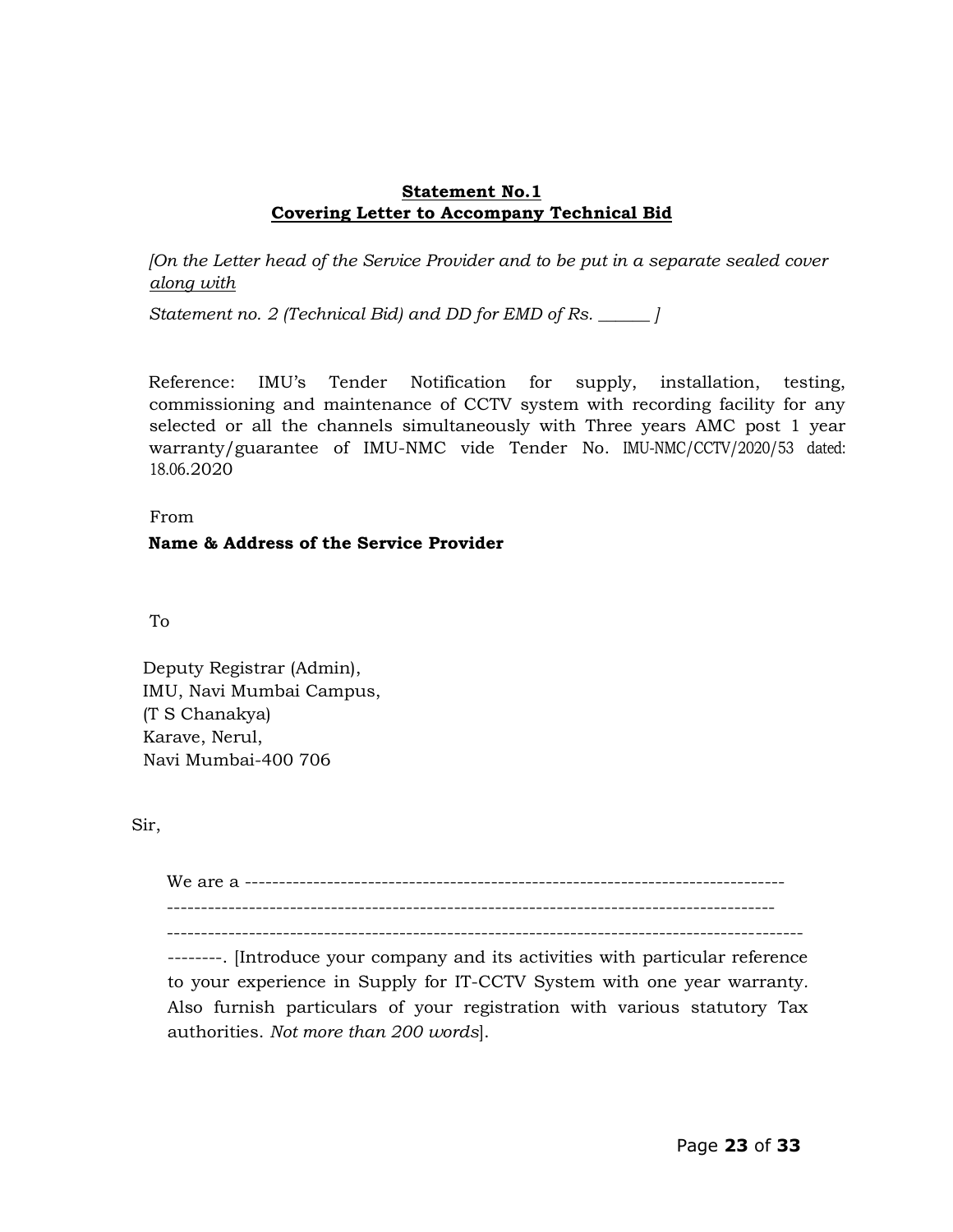**Statement No.1**
**Covering Letter to Accompany Technical Bid**

*[On the Letter head of the Service Provider and to be put in a separate sealed cover <u>along with</u>*

*Statement no. 2 (Technical Bid) and DD for EMD of Rs. ______ ]*

Reference: IMU's Tender Notification for supply, installation, testing, commissioning and maintenance of CCTV system with recording facility for any selected or all the channels simultaneously with Three years AMC post 1 year warranty/guarantee of IMU-NMC vide Tender No. IMU-NMC/CCTV/2020/53 dated: 18.06.2020

From

**Name & Address of the Service Provider**

To

Deputy Registrar (Admin),
IMU, Navi Mumbai Campus,
(T S Chanakya)
Karave, Nerul,
Navi Mumbai-400 706

Sir,

We are a ------------------------------------------------------------------------------
-----------------------------------------------------------------------------------------
-------------------------------------------------------------------------------------------
--------. [Introduce your company and its activities with particular reference to your experience in Supply for IT-CCTV System with one year warranty. Also furnish particulars of your registration with various statutory Tax authorities. *Not more than 200 words*].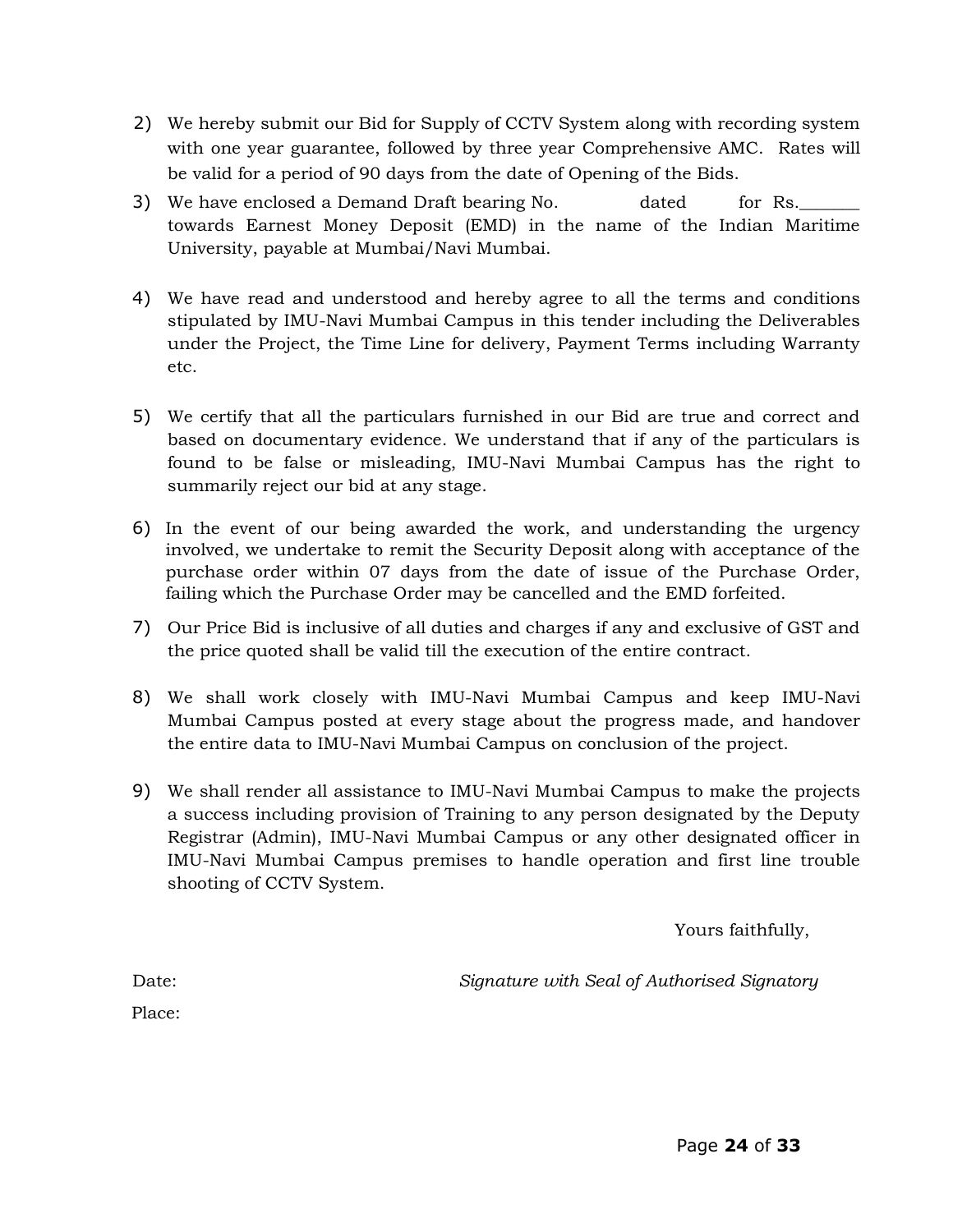2) We hereby submit our Bid for Supply of CCTV System along with recording system with one year guarantee, followed by three year Comprehensive AMC. Rates will be valid for a period of 90 days from the date of Opening of the Bids.

3) We have enclosed a Demand Draft bearing No. dated for Rs.\_\_\_\_\_\_\_ towards Earnest Money Deposit (EMD) in the name of the Indian Maritime University, payable at Mumbai/Navi Mumbai.

4) We have read and understood and hereby agree to all the terms and conditions stipulated by IMU-Navi Mumbai Campus in this tender including the Deliverables under the Project, the Time Line for delivery, Payment Terms including Warranty etc.

5) We certify that all the particulars furnished in our Bid are true and correct and based on documentary evidence. We understand that if any of the particulars is found to be false or misleading, IMU-Navi Mumbai Campus has the right to summarily reject our bid at any stage.

6) In the event of our being awarded the work, and understanding the urgency involved, we undertake to remit the Security Deposit along with acceptance of the purchase order within 07 days from the date of issue of the Purchase Order, failing which the Purchase Order may be cancelled and the EMD forfeited.

7) Our Price Bid is inclusive of all duties and charges if any and exclusive of GST and the price quoted shall be valid till the execution of the entire contract.

8) We shall work closely with IMU-Navi Mumbai Campus and keep IMU-Navi Mumbai Campus posted at every stage about the progress made, and handover the entire data to IMU-Navi Mumbai Campus on conclusion of the project.

9) We shall render all assistance to IMU-Navi Mumbai Campus to make the projects a success including provision of Training to any person designated by the Deputy Registrar (Admin), IMU-Navi Mumbai Campus or any other designated officer in IMU-Navi Mumbai Campus premises to handle operation and first line trouble shooting of CCTV System.

Yours faithfully,

Date: *Signature with Seal of Authorised Signatory*

Place: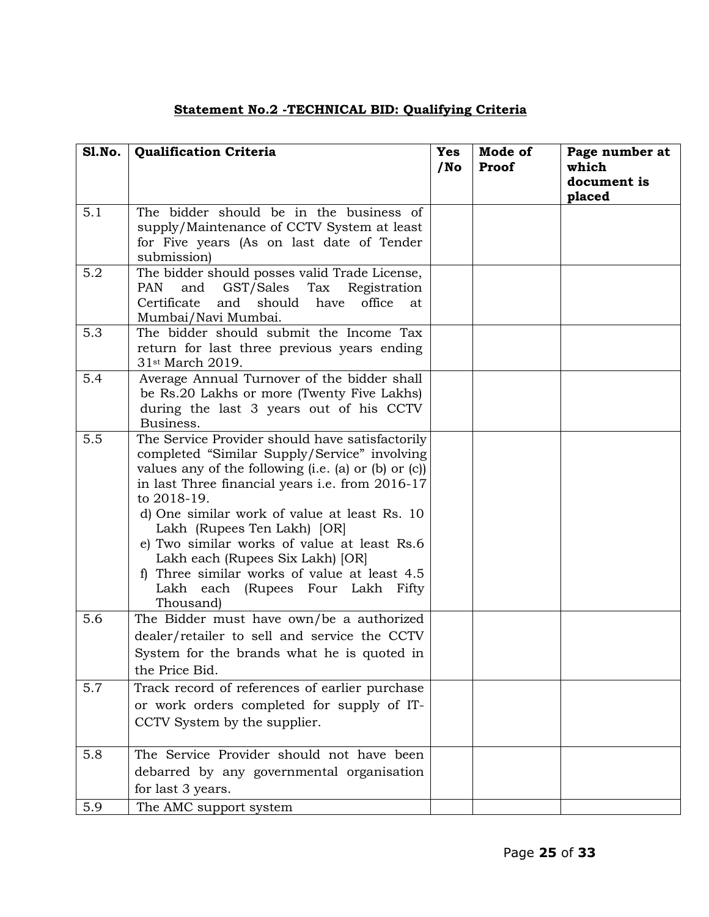## Statement No.2 -TECHNICAL BID: Qualifying Criteria

| Sl.No. | Qualification Criteria | Yes /No | Mode of Proof | Page number at which document is placed |
|---|---|---|---|---|
| 5.1 | The bidder should be in the business of supply/Maintenance of CCTV System at least for Five years (As on last date of Tender submission) | | | |
| 5.2 | The bidder should posses valid Trade License, PAN and GST/Sales Tax Registration Certificate and should have office at Mumbai/Navi Mumbai. | | | |
| 5.3 | The bidder should submit the Income Tax return for last three previous years ending 31st March 2019. | | | |
| 5.4 | Average Annual Turnover of the bidder shall be Rs.20 Lakhs or more (Twenty Five Lakhs) during the last 3 years out of his CCTV Business. | | | |
| 5.5 | The Service Provider should have satisfactorily completed "Similar Supply/Service" involving values any of the following (i.e. (a) or (b) or (c)) in last Three financial years i.e. from 2016-17 to 2018-19.<br>d) One similar work of value at least Rs. 10 Lakh (Rupees Ten Lakh) [OR]<br>e) Two similar works of value at least Rs.6 Lakh each (Rupees Six Lakh) [OR]<br>f) Three similar works of value at least 4.5 Lakh each (Rupees Four Lakh Fifty Thousand) | | | |
| 5.6 | The Bidder must have own/be a authorized dealer/retailer to sell and service the CCTV System for the brands what he is quoted in the Price Bid. | | | |
| 5.7 | Track record of references of earlier purchase or work orders completed for supply of IT-CCTV System by the supplier. | | | |
| 5.8 | The Service Provider should not have been debarred by any governmental organisation for last 3 years. | | | |
| 5.9 | The AMC support system | | | |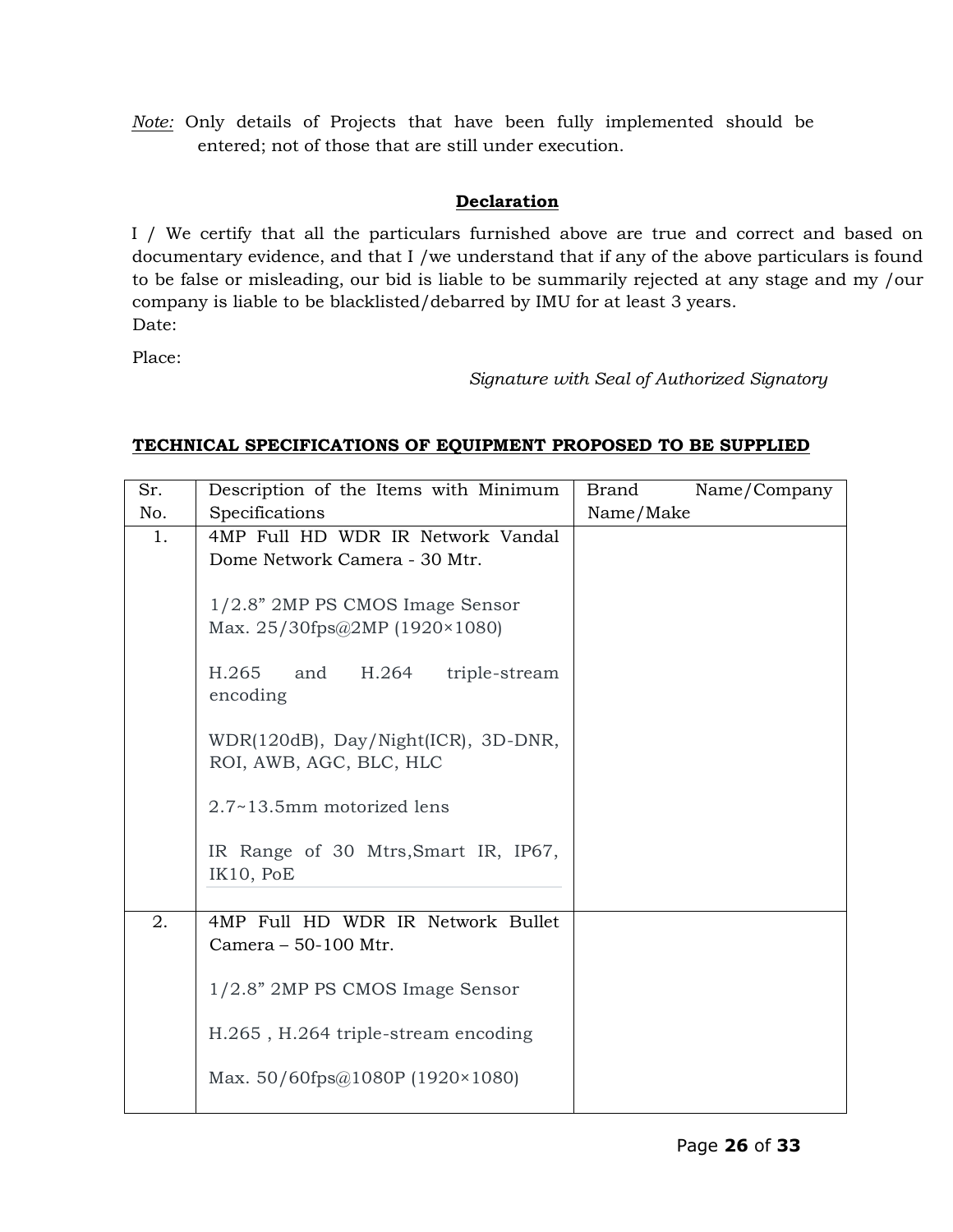*Note:* Only details of Projects that have been fully implemented should be entered; not of those that are still under execution.

**Declaration**

I / We certify that all the particulars furnished above are true and correct and based on documentary evidence, and that I /we understand that if any of the above particulars is found to be false or misleading, our bid is liable to be summarily rejected at any stage and my /our company is liable to be blacklisted/debarred by IMU for at least 3 years.

Date:

Place:

*Signature with Seal of Authorized Signatory*

**TECHNICAL SPECIFICATIONS OF EQUIPMENT PROPOSED TO BE SUPPLIED**

| Sr. No. | Description of the Items with Minimum Specifications | Brand Name/Company Name/Make |
|---|---|---|
| 1. | 4MP Full HD WDR IR Network Vandal Dome Network Camera - 30 Mtr.<br><br>1/2.8" 2MP PS CMOS Image Sensor Max. 25/30fps@2MP (1920×1080)<br><br>H.265 and H.264 triple-stream encoding<br><br>WDR(120dB), Day/Night(ICR), 3D-DNR, ROI, AWB, AGC, BLC, HLC<br><br>2.7~13.5mm motorized lens<br><br>IR Range of 30 Mtrs,Smart IR, IP67, IK10, PoE | |
| 2. | 4MP Full HD WDR IR Network Bullet Camera – 50-100 Mtr.<br><br>1/2.8" 2MP PS CMOS Image Sensor<br><br>H.265 , H.264 triple-stream encoding<br><br>Max. 50/60fps@1080P (1920×1080) | |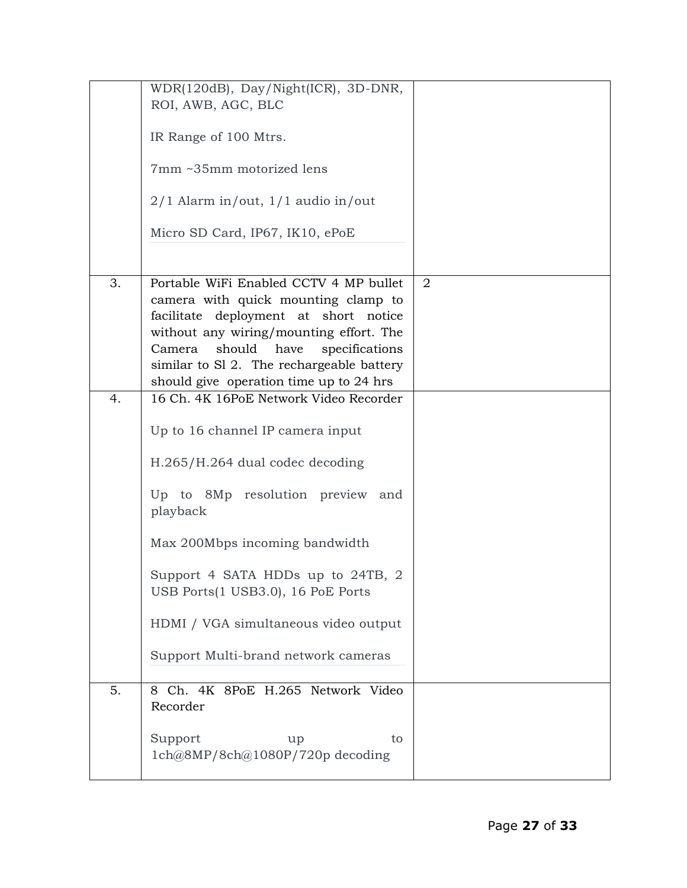| | | |
|---|---|---|
| | WDR(120dB), Day/Night(ICR), 3D-DNR, ROI, AWB, AGC, BLC<br><br>IR Range of 100 Mtrs.<br><br>7mm ~35mm motorized lens<br><br>2/1 Alarm in/out, 1/1 audio in/out<br><br>Micro SD Card, IP67, IK10, ePoE | |
| 3. | Portable WiFi Enabled CCTV 4 MP bullet camera with quick mounting clamp to facilitate deployment at short notice without any wiring/mounting effort. The Camera should have specifications similar to Sl 2. The rechargeable battery should give operation time up to 24 hrs | 2 |
| 4. | 16 Ch. 4K 16PoE Network Video Recorder<br><br>Up to 16 channel IP camera input<br><br>H.265/H.264 dual codec decoding<br><br>Up to 8Mp resolution preview and playback<br><br>Max 200Mbps incoming bandwidth<br><br>Support 4 SATA HDDs up to 24TB, 2 USB Ports(1 USB3.0), 16 PoE Ports<br><br>HDMI / VGA simultaneous video output<br><br>Support Multi-brand network cameras | |
| 5. | 8 Ch. 4K 8PoE H.265 Network Video Recorder<br><br>Support up to 1ch@8MP/8ch@1080P/720p decoding | |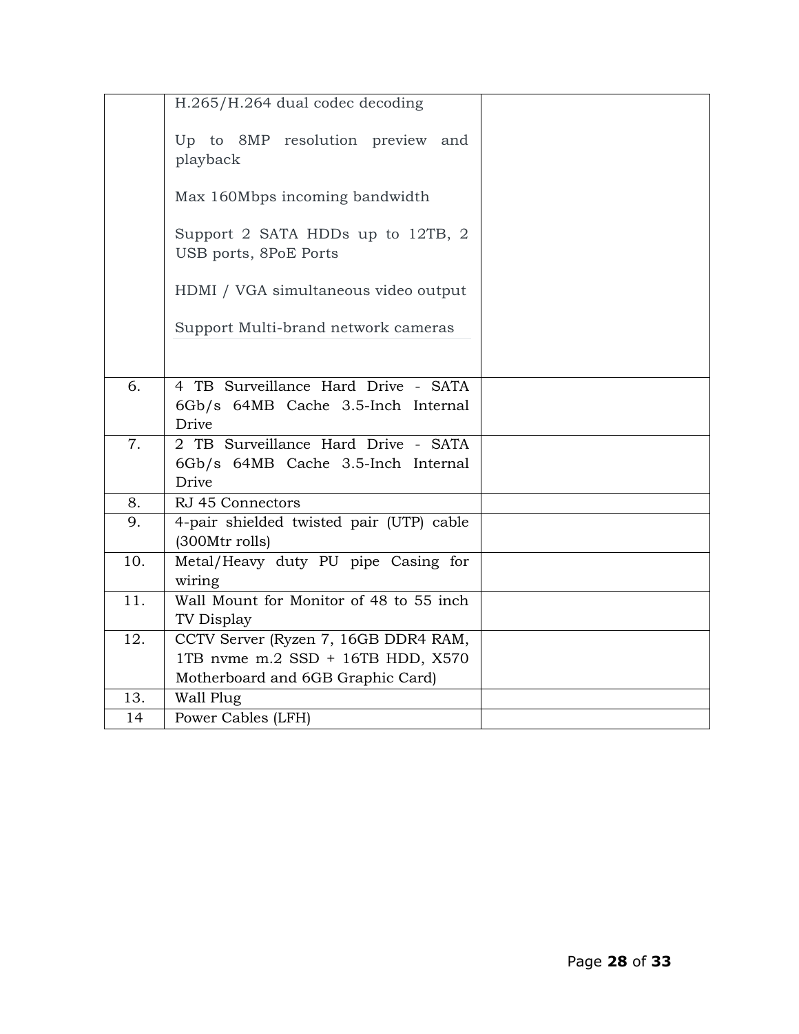| | | |
|---|---|---|
| | H.265/H.264 dual codec decoding<br><br>Up to 8MP resolution preview and playback<br><br>Max 160Mbps incoming bandwidth<br><br>Support 2 SATA HDDs up to 12TB, 2 USB ports, 8PoE Ports<br><br>HDMI / VGA simultaneous video output<br><br>Support Multi-brand network cameras | |
| 6. | 4 TB Surveillance Hard Drive - SATA 6Gb/s 64MB Cache 3.5-Inch Internal Drive | |
| 7. | 2 TB Surveillance Hard Drive - SATA 6Gb/s 64MB Cache 3.5-Inch Internal Drive | |
| 8. | RJ 45 Connectors | |
| 9. | 4-pair shielded twisted pair (UTP) cable (300Mtr rolls) | |
| 10. | Metal/Heavy duty PU pipe Casing for wiring | |
| 11. | Wall Mount for Monitor of 48 to 55 inch TV Display | |
| 12. | CCTV Server (Ryzen 7, 16GB DDR4 RAM, 1TB nvme m.2 SSD + 16TB HDD, X570 Motherboard and 6GB Graphic Card) | |
| 13. | Wall Plug | |
| 14 | Power Cables (LFH) | |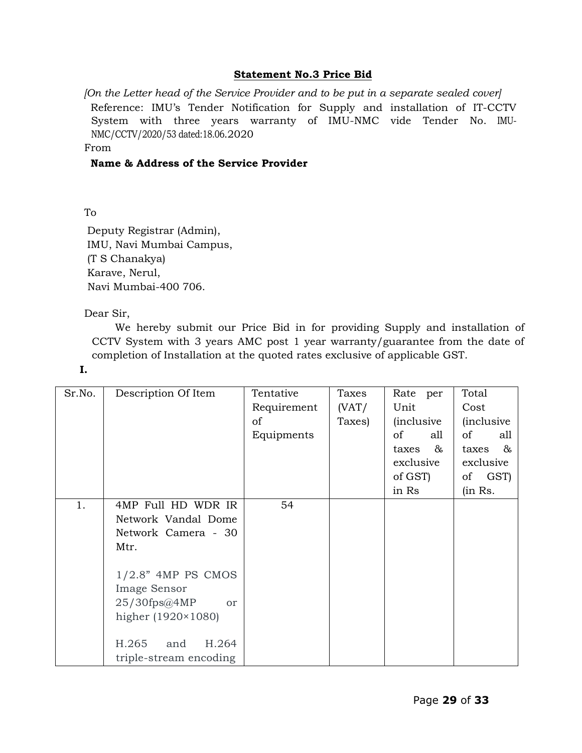## Statement No.3 Price Bid

*[On the Letter head of the Service Provider and to be put in a separate sealed cover]*

Reference: IMU's Tender Notification for Supply and installation of IT-CCTV System with three years warranty of IMU-NMC vide Tender No. IMU-NMC/CCTV/2020/53 dated:18.06.2020

From

**Name & Address of the Service Provider**

To

Deputy Registrar (Admin),
IMU, Navi Mumbai Campus,
(T S Chanakya)
Karave, Nerul,
Navi Mumbai-400 706.

Dear Sir,

We hereby submit our Price Bid in for providing Supply and installation of CCTV System with 3 years AMC post 1 year warranty/guarantee from the date of completion of Installation at the quoted rates exclusive of applicable GST.

**I.**

| Sr.No. | Description Of Item | Tentative Requirement of Equipments | Taxes (VAT/ Taxes) | Rate per Unit (inclusive of all taxes & exclusive of GST) in Rs | Total Cost (inclusive of all taxes & exclusive of GST) (in Rs. |
|---|---|---|---|---|---|
| 1. | 4MP Full HD WDR IR Network Vandal Dome Network Camera - 30 Mtr.<br><br>1/2.8" 4MP PS CMOS Image Sensor 25/30fps@4MP or higher (1920×1080)<br><br>H.265 and H.264 triple-stream encoding | 54 | | | |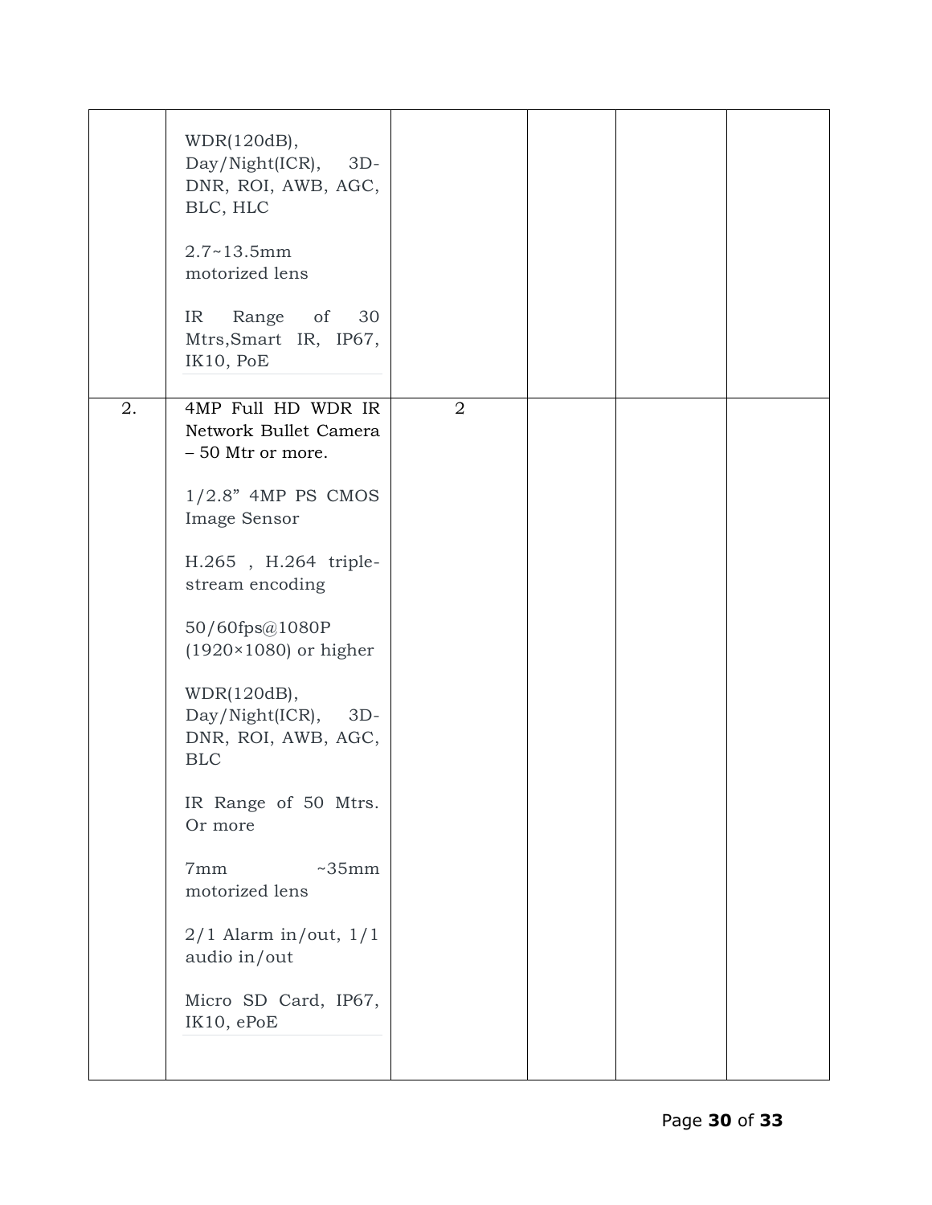| | | | | | |
|---|---|---|---|---|---|
| | WDR(120dB), Day/Night(ICR), 3D-DNR, ROI, AWB, AGC, BLC, HLC<br><br>2.7~13.5mm motorized lens<br><br>IR Range of 30 Mtrs,Smart IR, IP67, IK10, PoE | | | | |
| 2. | 4MP Full HD WDR IR Network Bullet Camera – 50 Mtr or more.<br><br>1/2.8" 4MP PS CMOS Image Sensor<br><br>H.265 , H.264 triple-stream encoding<br><br>50/60fps@1080P (1920×1080) or higher<br><br>WDR(120dB), Day/Night(ICR), 3D-DNR, ROI, AWB, AGC, BLC<br><br>IR Range of 50 Mtrs. Or more<br><br>7mm ~35mm motorized lens<br><br>2/1 Alarm in/out, 1/1 audio in/out<br><br>Micro SD Card, IP67, IK10, ePoE | 2 | | | |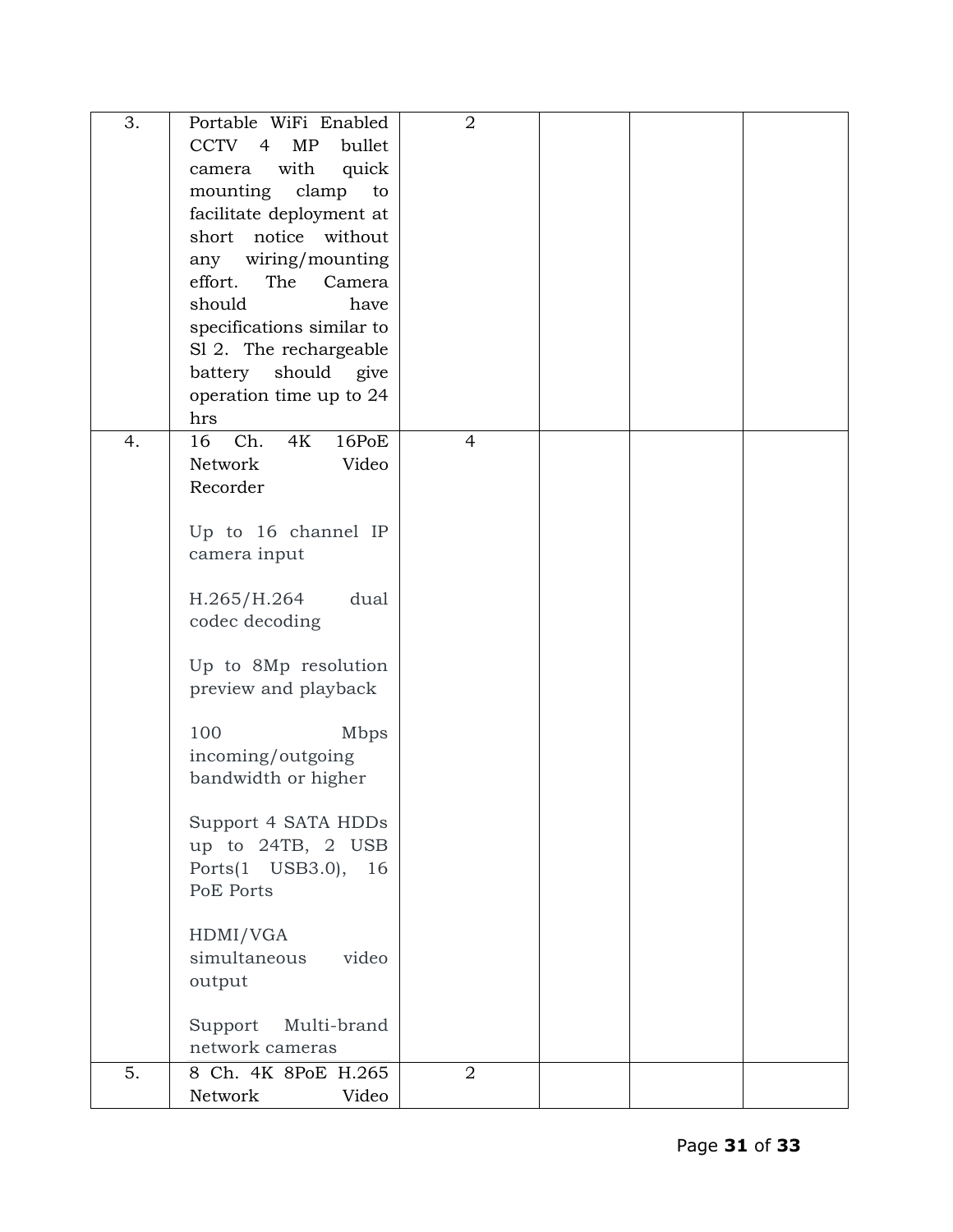| | | | | | |
|---|---|---|---|---|---|
| 3. | Portable WiFi Enabled CCTV 4 MP bullet camera with quick mounting clamp to facilitate deployment at short notice without any wiring/mounting effort. The Camera should have specifications similar to Sl 2. The rechargeable battery should give operation time up to 24 hrs | 2 | | | |
| 4. | 16 Ch. 4K 16PoE Network Video Recorder<br><br>Up to 16 channel IP camera input<br><br>H.265/H.264 dual codec decoding<br><br>Up to 8Mp resolution preview and playback<br><br>100 Mbps incoming/outgoing bandwidth or higher<br><br>Support 4 SATA HDDs up to 24TB, 2 USB Ports(1 USB3.0), 16 PoE Ports<br><br>HDMI/VGA simultaneous video output<br><br>Support Multi-brand network cameras | 4 | | | |
| 5. | 8 Ch. 4K 8PoE H.265 Network Video | 2 | | | |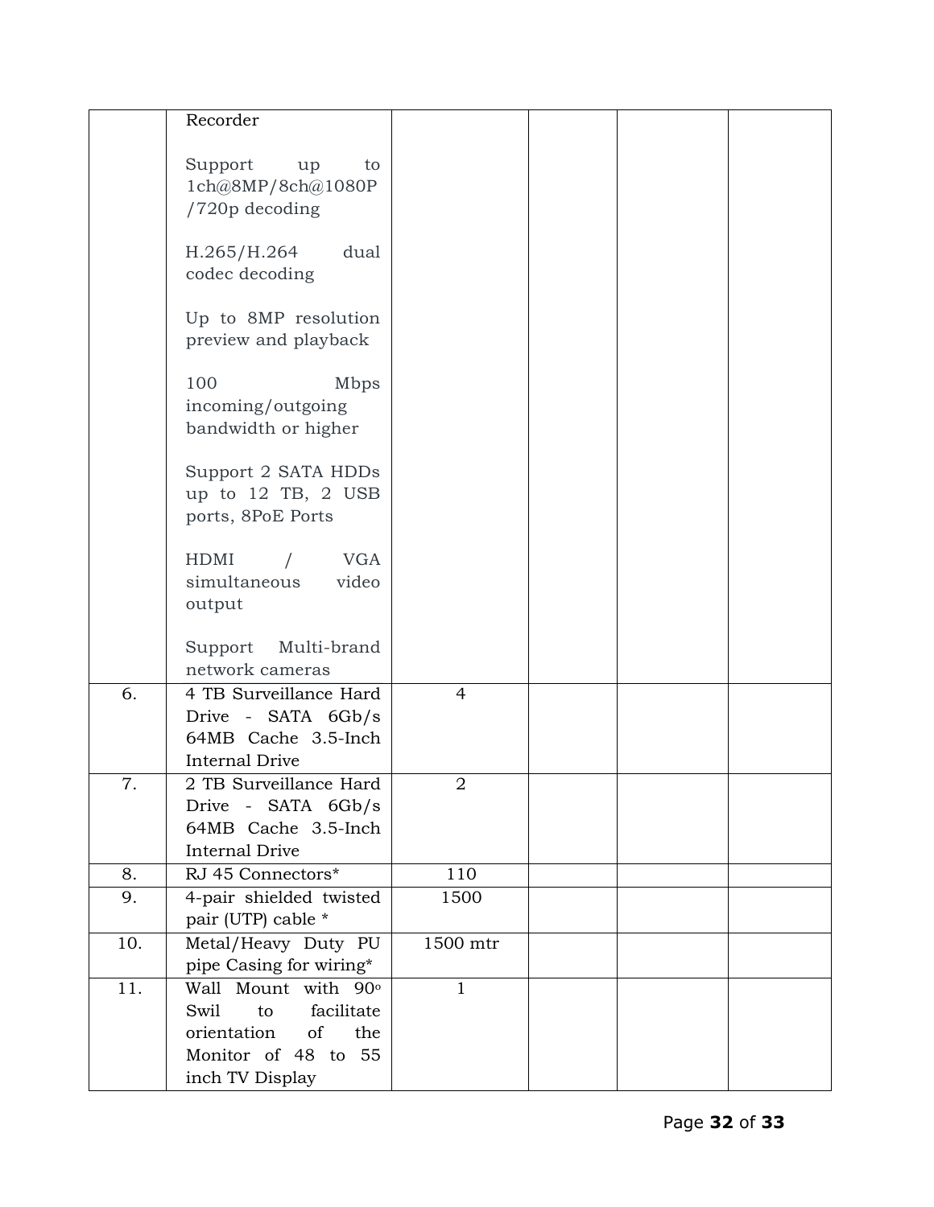| | | | | | |
|---|---|---|---|---|---|
| | Recorder<br><br>Support up to 1ch@8MP/8ch@1080P /720p decoding<br><br>H.265/H.264 dual codec decoding<br><br>Up to 8MP resolution preview and playback<br><br>100 Mbps incoming/outgoing bandwidth or higher<br><br>Support 2 SATA HDDs up to 12 TB, 2 USB ports, 8PoE Ports<br><br>HDMI / VGA simultaneous video output<br><br>Support Multi-brand network cameras | | | | |
| 6. | 4 TB Surveillance Hard Drive - SATA 6Gb/s 64MB Cache 3.5-Inch Internal Drive | 4 | | | |
| 7. | 2 TB Surveillance Hard Drive - SATA 6Gb/s 64MB Cache 3.5-Inch Internal Drive | 2 | | | |
| 8. | RJ 45 Connectors* | 110 | | | |
| 9. | 4-pair shielded twisted pair (UTP) cable * | 1500 | | | |
| 10. | Metal/Heavy Duty PU pipe Casing for wiring* | 1500 mtr | | | |
| 11. | Wall Mount with $90^{o}$ Swil to facilitate orientation of the Monitor of 48 to 55 inch TV Display | 1 | | | |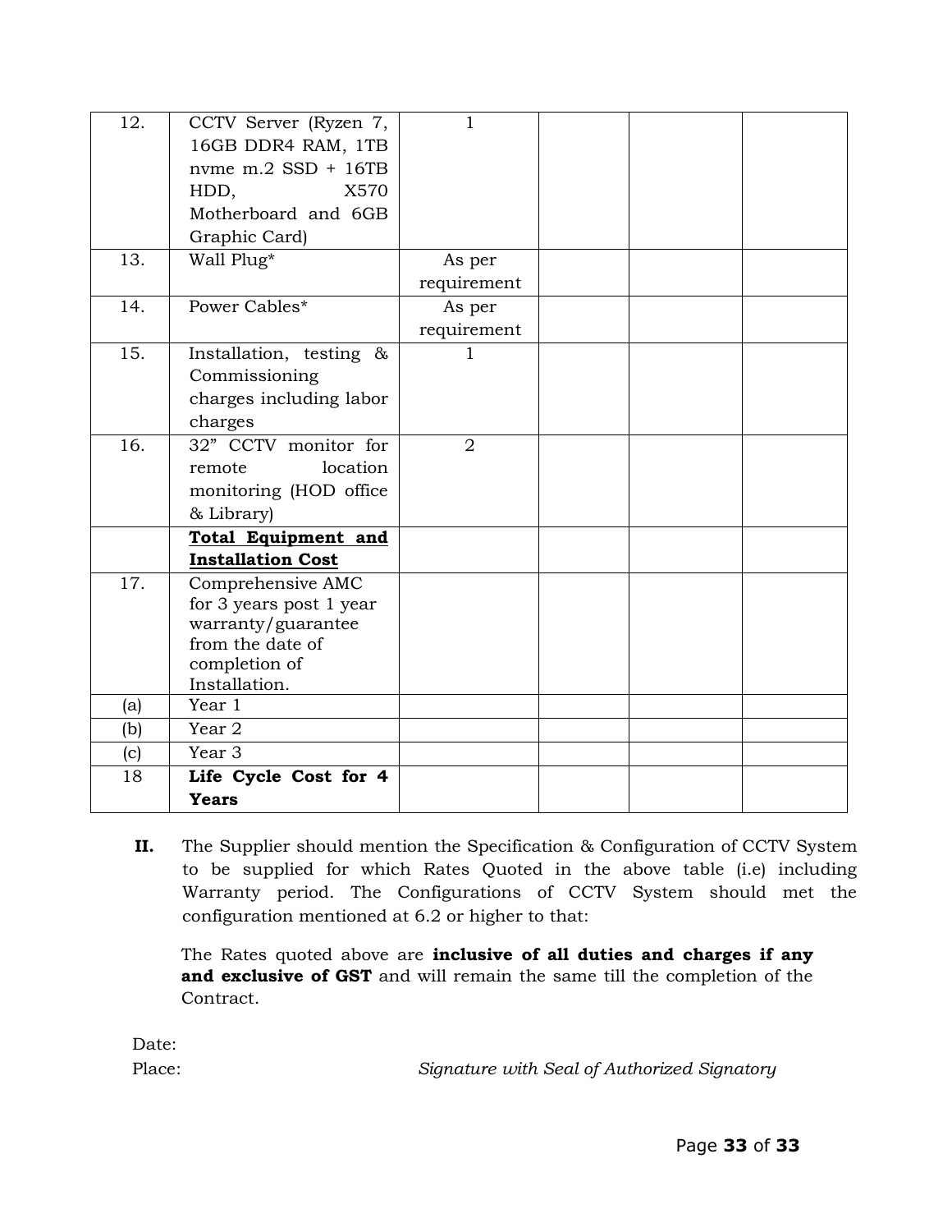| | | | | | |
|---|---|---|---|---|---|
| 12. | CCTV Server (Ryzen 7, 16GB DDR4 RAM, 1TB nvme m.2 SSD + 16TB HDD, X570 Motherboard and 6GB Graphic Card) | 1 | | | |
| 13. | Wall Plug* | As per requirement | | | |
| 14. | Power Cables* | As per requirement | | | |
| 15. | Installation, testing & Commissioning charges including labor charges | 1 | | | |
| 16. | 32" CCTV monitor for remote location monitoring (HOD office & Library) | 2 | | | |
| | **Total Equipment and Installation Cost** | | | | |
| 17. | Comprehensive AMC for 3 years post 1 year warranty/guarantee from the date of completion of Installation. | | | | |
| (a) | Year 1 | | | | |
| (b) | Year 2 | | | | |
| (c) | Year 3 | | | | |
| 18 | **Life Cycle Cost for 4 Years** | | | | |

**II.** The Supplier should mention the Specification & Configuration of CCTV System to be supplied for which Rates Quoted in the above table (i.e) including Warranty period. The Configurations of CCTV System should met the configuration mentioned at 6.2 or higher to that:

The Rates quoted above are **inclusive of all duties and charges if any and exclusive of GST** and will remain the same till the completion of the Contract.

Date:

Place: *Signature with Seal of Authorized Signatory*